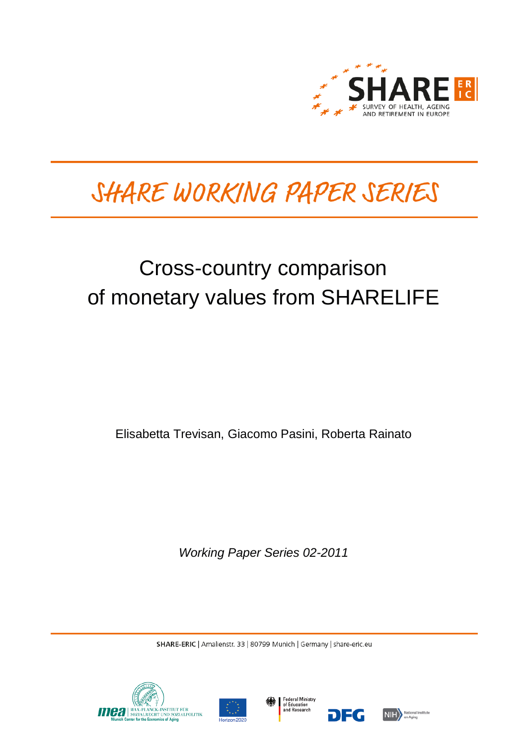SHARE SURVEY OF HEALTH, AGEING AND RETIREMENT IN EUROPE

# SHARE WORKING PAPER SERIES

# Cross-country comparison of monetary values from SHARELIFE

Elisabetta Trevisan, Giacomo Pasini, Roberta Rainato

*Working Paper Series 02-2011*

SHARE-ERIC | Amalienstr. 33 | 80799 Munich | Germany | share-eric.eu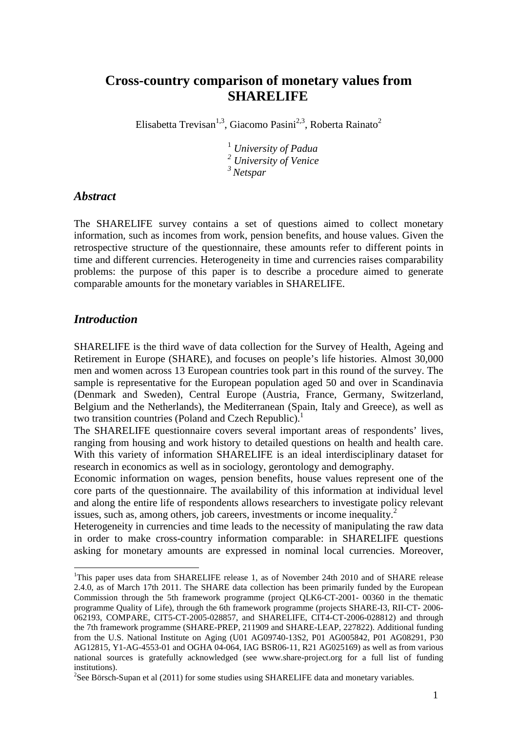# Cross-country comparison of monetary values from SHARELIFE

Elisabetta Trevisan[1,3], Giacomo Pasini[2,3], Roberta Rainato[2]

[1] *University of Padua*
[2] *University of Venice*
[3] *Netspar*

## *Abstract*

The SHARELIFE survey contains a set of questions aimed to collect monetary information, such as incomes from work, pension benefits, and house values. Given the retrospective structure of the questionnaire, these amounts refer to different points in time and different currencies. Heterogeneity in time and currencies raises comparability problems: the purpose of this paper is to describe a procedure aimed to generate comparable amounts for the monetary variables in SHARELIFE.

## *Introduction*

SHARELIFE is the third wave of data collection for the Survey of Health, Ageing and Retirement in Europe (SHARE), and focuses on people's life histories. Almost 30,000 men and women across 13 European countries took part in this round of the survey. The sample is representative for the European population aged 50 and over in Scandinavia (Denmark and Sweden), Central Europe (Austria, France, Germany, Switzerland, Belgium and the Netherlands), the Mediterranean (Spain, Italy and Greece), as well as two transition countries (Poland and Czech Republic).[1]

The SHARELIFE questionnaire covers several important areas of respondents' lives, ranging from housing and work history to detailed questions on health and health care. With this variety of information SHARELIFE is an ideal interdisciplinary dataset for research in economics as well as in sociology, gerontology and demography.

Economic information on wages, pension benefits, house values represent one of the core parts of the questionnaire. The availability of this information at individual level and along the entire life of respondents allows researchers to investigate policy relevant issues, such as, among others, job careers, investments or income inequality.[2]

Heterogeneity in currencies and time leads to the necessity of manipulating the raw data in order to make cross-country information comparable: in SHARELIFE questions asking for monetary amounts are expressed in nominal local currencies. Moreover,

---

[1] This paper uses data from SHARELIFE release 1, as of November 24th 2010 and of SHARE release 2.4.0, as of March 17th 2011. The SHARE data collection has been primarily funded by the European Commission through the 5th framework programme (project QLK6-CT-2001- 00360 in the thematic programme Quality of Life), through the 6th framework programme (projects SHARE-I3, RII-CT- 2006-062193, COMPARE, CIT5-CT-2005-028857, and SHARELIFE, CIT4-CT-2006-028812) and through the 7th framework programme (SHARE-PREP, 211909 and SHARE-LEAP, 227822). Additional funding from the U.S. National Institute on Aging (U01 AG09740-13S2, P01 AG005842, P01 AG08291, P30 AG12815, Y1-AG-4553-01 and OGHA 04-064, IAG BSR06-11, R21 AG025169) as well as from various national sources is gratefully acknowledged (see www.share-project.org for a full list of funding institutions).

[2] See Börsch-Supan et al (2011) for some studies using SHARELIFE data and monetary variables.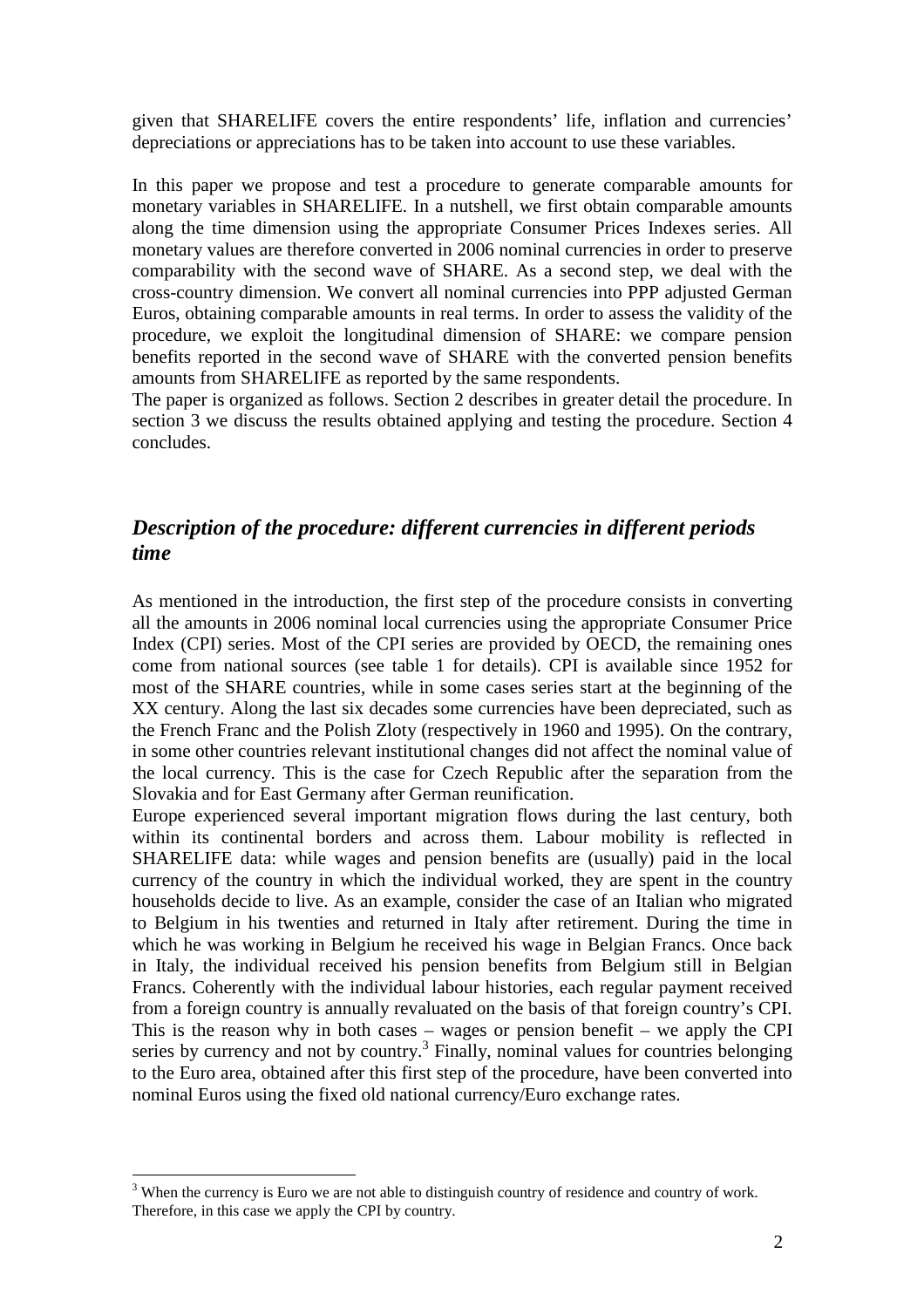given that SHARELIFE covers the entire respondents' life, inflation and currencies' depreciations or appreciations has to be taken into account to use these variables.

In this paper we propose and test a procedure to generate comparable amounts for monetary variables in SHARELIFE. In a nutshell, we first obtain comparable amounts along the time dimension using the appropriate Consumer Prices Indexes series. All monetary values are therefore converted in 2006 nominal currencies in order to preserve comparability with the second wave of SHARE. As a second step, we deal with the cross-country dimension. We convert all nominal currencies into PPP adjusted German Euros, obtaining comparable amounts in real terms. In order to assess the validity of the procedure, we exploit the longitudinal dimension of SHARE: we compare pension benefits reported in the second wave of SHARE with the converted pension benefits amounts from SHARELIFE as reported by the same respondents.

The paper is organized as follows. Section 2 describes in greater detail the procedure. In section 3 we discuss the results obtained applying and testing the procedure. Section 4 concludes.

## *Description of the procedure: different currencies in different periods time*

As mentioned in the introduction, the first step of the procedure consists in converting all the amounts in 2006 nominal local currencies using the appropriate Consumer Price Index (CPI) series. Most of the CPI series are provided by OECD, the remaining ones come from national sources (see table 1 for details). CPI is available since 1952 for most of the SHARE countries, while in some cases series start at the beginning of the XX century. Along the last six decades some currencies have been depreciated, such as the French Franc and the Polish Zloty (respectively in 1960 and 1995). On the contrary, in some other countries relevant institutional changes did not affect the nominal value of the local currency. This is the case for Czech Republic after the separation from the Slovakia and for East Germany after German reunification.

Europe experienced several important migration flows during the last century, both within its continental borders and across them. Labour mobility is reflected in SHARELIFE data: while wages and pension benefits are (usually) paid in the local currency of the country in which the individual worked, they are spent in the country households decide to live. As an example, consider the case of an Italian who migrated to Belgium in his twenties and returned in Italy after retirement. During the time in which he was working in Belgium he received his wage in Belgian Francs. Once back in Italy, the individual received his pension benefits from Belgium still in Belgian Francs. Coherently with the individual labour histories, each regular payment received from a foreign country is annually revaluated on the basis of that foreign country's CPI. This is the reason why in both cases – wages or pension benefit – we apply the CPI series by currency and not by country.[3] Finally, nominal values for countries belonging to the Euro area, obtained after this first step of the procedure, have been converted into nominal Euros using the fixed old national currency/Euro exchange rates.

[3] When the currency is Euro we are not able to distinguish country of residence and country of work. Therefore, in this case we apply the CPI by country.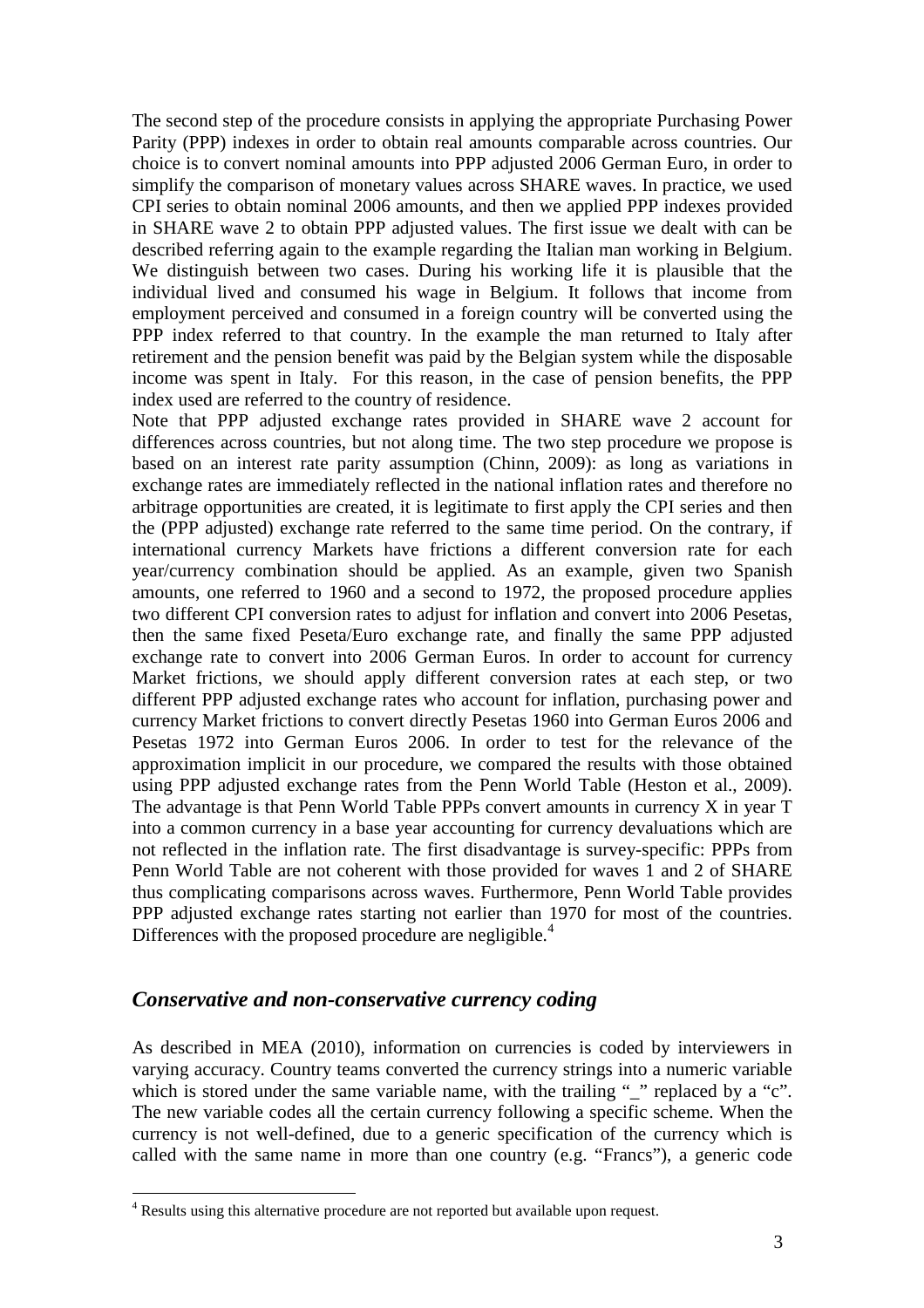The second step of the procedure consists in applying the appropriate Purchasing Power Parity (PPP) indexes in order to obtain real amounts comparable across countries. Our choice is to convert nominal amounts into PPP adjusted 2006 German Euro, in order to simplify the comparison of monetary values across SHARE waves. In practice, we used CPI series to obtain nominal 2006 amounts, and then we applied PPP indexes provided in SHARE wave 2 to obtain PPP adjusted values. The first issue we dealt with can be described referring again to the example regarding the Italian man working in Belgium. We distinguish between two cases. During his working life it is plausible that the individual lived and consumed his wage in Belgium. It follows that income from employment perceived and consumed in a foreign country will be converted using the PPP index referred to that country. In the example the man returned to Italy after retirement and the pension benefit was paid by the Belgian system while the disposable income was spent in Italy. For this reason, in the case of pension benefits, the PPP index used are referred to the country of residence.

Note that PPP adjusted exchange rates provided in SHARE wave 2 account for differences across countries, but not along time. The two step procedure we propose is based on an interest rate parity assumption (Chinn, 2009): as long as variations in exchange rates are immediately reflected in the national inflation rates and therefore no arbitrage opportunities are created, it is legitimate to first apply the CPI series and then the (PPP adjusted) exchange rate referred to the same time period. On the contrary, if international currency Markets have frictions a different conversion rate for each year/currency combination should be applied. As an example, given two Spanish amounts, one referred to 1960 and a second to 1972, the proposed procedure applies two different CPI conversion rates to adjust for inflation and convert into 2006 Pesetas, then the same fixed Peseta/Euro exchange rate, and finally the same PPP adjusted exchange rate to convert into 2006 German Euros. In order to account for currency Market frictions, we should apply different conversion rates at each step, or two different PPP adjusted exchange rates who account for inflation, purchasing power and currency Market frictions to convert directly Pesetas 1960 into German Euros 2006 and Pesetas 1972 into German Euros 2006. In order to test for the relevance of the approximation implicit in our procedure, we compared the results with those obtained using PPP adjusted exchange rates from the Penn World Table (Heston et al., 2009). The advantage is that Penn World Table PPPs convert amounts in currency X in year T into a common currency in a base year accounting for currency devaluations which are not reflected in the inflation rate. The first disadvantage is survey-specific: PPPs from Penn World Table are not coherent with those provided for waves 1 and 2 of SHARE thus complicating comparisons across waves. Furthermore, Penn World Table provides PPP adjusted exchange rates starting not earlier than 1970 for most of the countries. Differences with the proposed procedure are negligible.[4]

## *Conservative and non-conservative currency coding*

As described in MEA (2010), information on currencies is coded by interviewers in varying accuracy. Country teams converted the currency strings into a numeric variable which is stored under the same variable name, with the trailing "_" replaced by a "c". The new variable codes all the certain currency following a specific scheme. When the currency is not well-defined, due to a generic specification of the currency which is called with the same name in more than one country (e.g. "Francs"), a generic code

[4] Results using this alternative procedure are not reported but available upon request.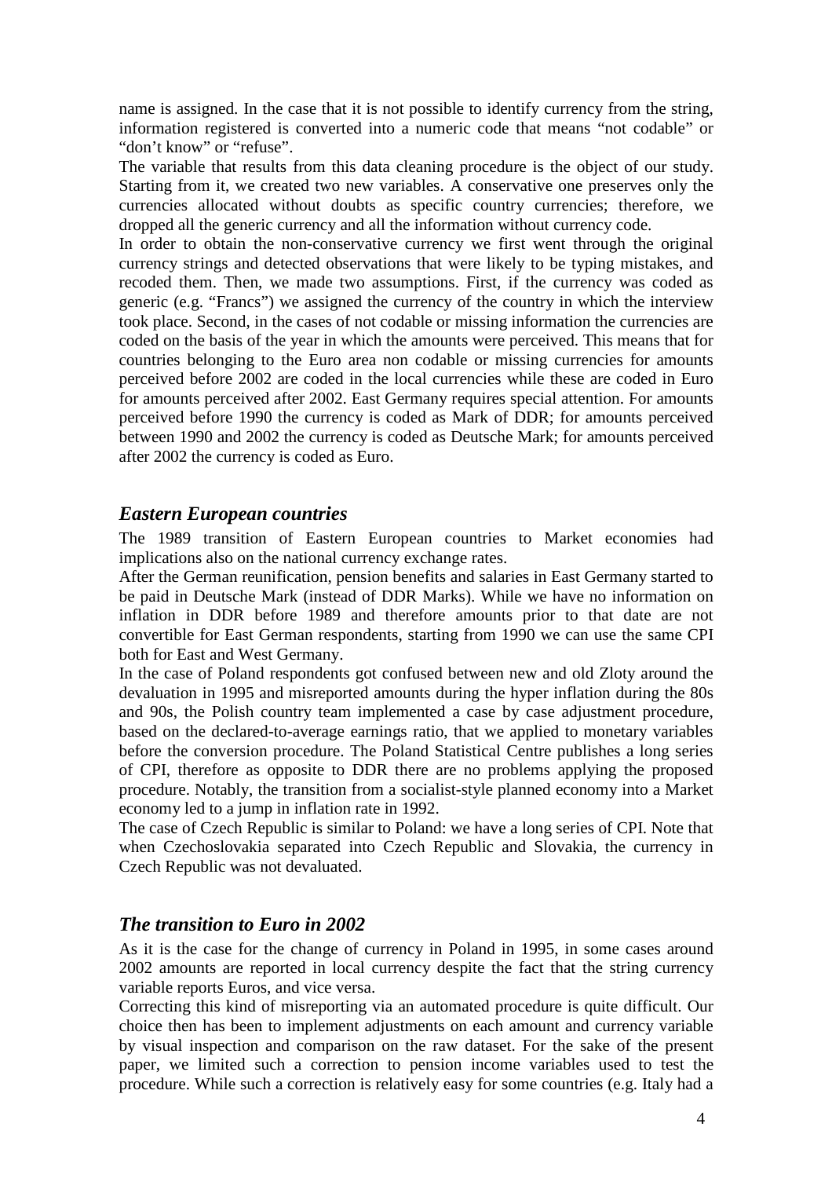name is assigned. In the case that it is not possible to identify currency from the string, information registered is converted into a numeric code that means "not codable" or "don't know" or "refuse".

The variable that results from this data cleaning procedure is the object of our study. Starting from it, we created two new variables. A conservative one preserves only the currencies allocated without doubts as specific country currencies; therefore, we dropped all the generic currency and all the information without currency code.

In order to obtain the non-conservative currency we first went through the original currency strings and detected observations that were likely to be typing mistakes, and recoded them. Then, we made two assumptions. First, if the currency was coded as generic (e.g. "Francs") we assigned the currency of the country in which the interview took place. Second, in the cases of not codable or missing information the currencies are coded on the basis of the year in which the amounts were perceived. This means that for countries belonging to the Euro area non codable or missing currencies for amounts perceived before 2002 are coded in the local currencies while these are coded in Euro for amounts perceived after 2002. East Germany requires special attention. For amounts perceived before 1990 the currency is coded as Mark of DDR; for amounts perceived between 1990 and 2002 the currency is coded as Deutsche Mark; for amounts perceived after 2002 the currency is coded as Euro.

## *Eastern European countries*

The 1989 transition of Eastern European countries to Market economies had implications also on the national currency exchange rates.

After the German reunification, pension benefits and salaries in East Germany started to be paid in Deutsche Mark (instead of DDR Marks). While we have no information on inflation in DDR before 1989 and therefore amounts prior to that date are not convertible for East German respondents, starting from 1990 we can use the same CPI both for East and West Germany.

In the case of Poland respondents got confused between new and old Zloty around the devaluation in 1995 and misreported amounts during the hyper inflation during the 80s and 90s, the Polish country team implemented a case by case adjustment procedure, based on the declared-to-average earnings ratio, that we applied to monetary variables before the conversion procedure. The Poland Statistical Centre publishes a long series of CPI, therefore as opposite to DDR there are no problems applying the proposed procedure. Notably, the transition from a socialist-style planned economy into a Market economy led to a jump in inflation rate in 1992.

The case of Czech Republic is similar to Poland: we have a long series of CPI. Note that when Czechoslovakia separated into Czech Republic and Slovakia, the currency in Czech Republic was not devaluated.

## *The transition to Euro in 2002*

As it is the case for the change of currency in Poland in 1995, in some cases around 2002 amounts are reported in local currency despite the fact that the string currency variable reports Euros, and vice versa.

Correcting this kind of misreporting via an automated procedure is quite difficult. Our choice then has been to implement adjustments on each amount and currency variable by visual inspection and comparison on the raw dataset. For the sake of the present paper, we limited such a correction to pension income variables used to test the procedure. While such a correction is relatively easy for some countries (e.g. Italy had a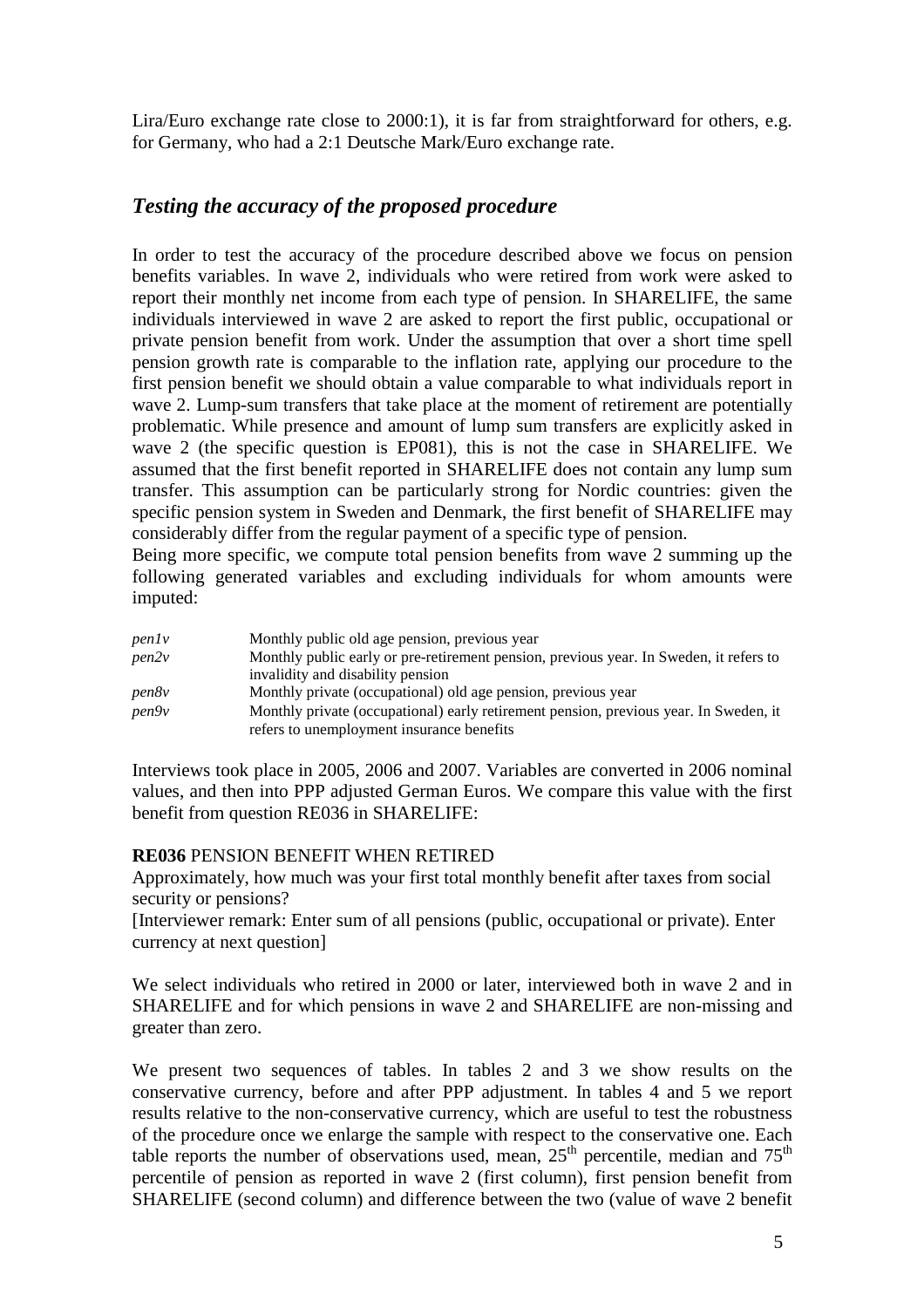Lira/Euro exchange rate close to 2000:1), it is far from straightforward for others, e.g. for Germany, who had a 2:1 Deutsche Mark/Euro exchange rate.

## *Testing the accuracy of the proposed procedure*

In order to test the accuracy of the procedure described above we focus on pension benefits variables. In wave 2, individuals who were retired from work were asked to report their monthly net income from each type of pension. In SHARELIFE, the same individuals interviewed in wave 2 are asked to report the first public, occupational or private pension benefit from work. Under the assumption that over a short time spell pension growth rate is comparable to the inflation rate, applying our procedure to the first pension benefit we should obtain a value comparable to what individuals report in wave 2. Lump-sum transfers that take place at the moment of retirement are potentially problematic. While presence and amount of lump sum transfers are explicitly asked in wave 2 (the specific question is EP081), this is not the case in SHARELIFE. We assumed that the first benefit reported in SHARELIFE does not contain any lump sum transfer. This assumption can be particularly strong for Nordic countries: given the specific pension system in Sweden and Denmark, the first benefit of SHARELIFE may considerably differ from the regular payment of a specific type of pension.

Being more specific, we compute total pension benefits from wave 2 summing up the following generated variables and excluding individuals for whom amounts were imputed:

| | |
|---|---|
| *pen1v* | Monthly public old age pension, previous year |
| *pen2v* | Monthly public early or pre-retirement pension, previous year. In Sweden, it refers to invalidity and disability pension |
| *pen8v* | Monthly private (occupational) old age pension, previous year |
| *pen9v* | Monthly private (occupational) early retirement pension, previous year. In Sweden, it refers to unemployment insurance benefits |

Interviews took place in 2005, 2006 and 2007. Variables are converted in 2006 nominal values, and then into PPP adjusted German Euros. We compare this value with the first benefit from question RE036 in SHARELIFE:

**RE036** PENSION BENEFIT WHEN RETIRED

Approximately, how much was your first total monthly benefit after taxes from social security or pensions?

[Interviewer remark: Enter sum of all pensions (public, occupational or private). Enter currency at next question]

We select individuals who retired in 2000 or later, interviewed both in wave 2 and in SHARELIFE and for which pensions in wave 2 and SHARELIFE are non-missing and greater than zero.

We present two sequences of tables. In tables 2 and 3 we show results on the conservative currency, before and after PPP adjustment. In tables 4 and 5 we report results relative to the non-conservative currency, which are useful to test the robustness of the procedure once we enlarge the sample with respect to the conservative one. Each table reports the number of observations used, mean, 25[th] percentile, median and 75[th] percentile of pension as reported in wave 2 (first column), first pension benefit from SHARELIFE (second column) and difference between the two (value of wave 2 benefit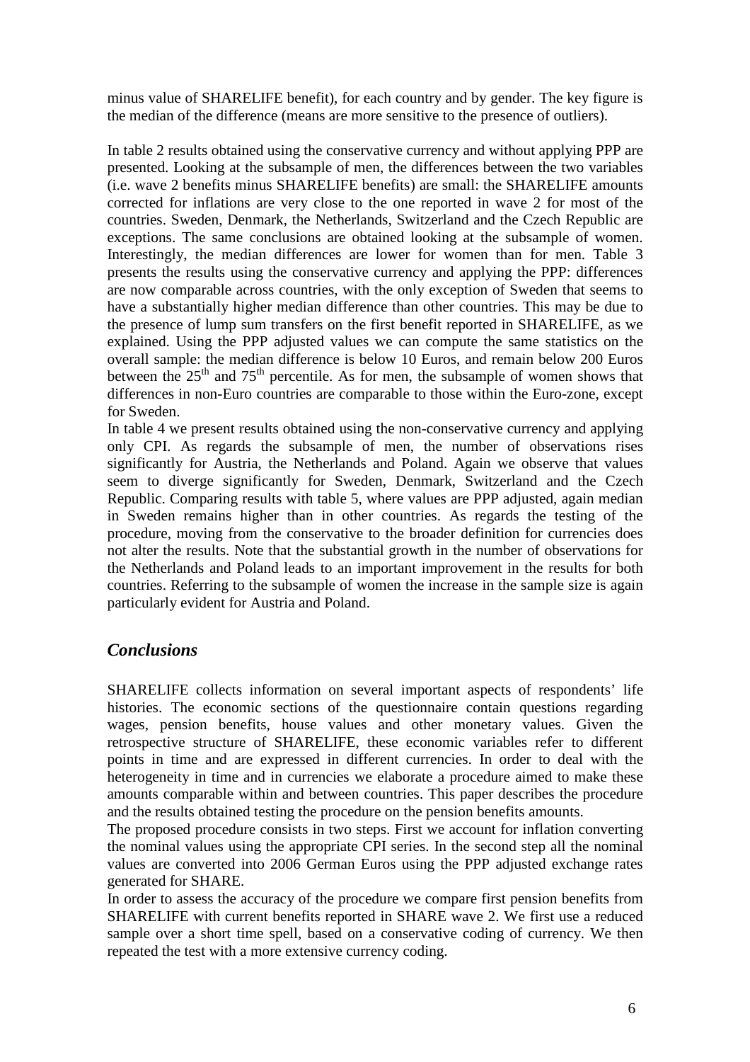minus value of SHARELIFE benefit), for each country and by gender. The key figure is the median of the difference (means are more sensitive to the presence of outliers).

In table 2 results obtained using the conservative currency and without applying PPP are presented. Looking at the subsample of men, the differences between the two variables (i.e. wave 2 benefits minus SHARELIFE benefits) are small: the SHARELIFE amounts corrected for inflations are very close to the one reported in wave 2 for most of the countries. Sweden, Denmark, the Netherlands, Switzerland and the Czech Republic are exceptions. The same conclusions are obtained looking at the subsample of women. Interestingly, the median differences are lower for women than for men. Table 3 presents the results using the conservative currency and applying the PPP: differences are now comparable across countries, with the only exception of Sweden that seems to have a substantially higher median difference than other countries. This may be due to the presence of lump sum transfers on the first benefit reported in SHARELIFE, as we explained. Using the PPP adjusted values we can compute the same statistics on the overall sample: the median difference is below 10 Euros, and remain below 200 Euros between the 25th and 75th percentile. As for men, the subsample of women shows that differences in non-Euro countries are comparable to those within the Euro-zone, except for Sweden.

In table 4 we present results obtained using the non-conservative currency and applying only CPI. As regards the subsample of men, the number of observations rises significantly for Austria, the Netherlands and Poland. Again we observe that values seem to diverge significantly for Sweden, Denmark, Switzerland and the Czech Republic. Comparing results with table 5, where values are PPP adjusted, again median in Sweden remains higher than in other countries. As regards the testing of the procedure, moving from the conservative to the broader definition for currencies does not alter the results. Note that the substantial growth in the number of observations for the Netherlands and Poland leads to an important improvement in the results for both countries. Referring to the subsample of women the increase in the sample size is again particularly evident for Austria and Poland.

## *Conclusions*

SHARELIFE collects information on several important aspects of respondents' life histories. The economic sections of the questionnaire contain questions regarding wages, pension benefits, house values and other monetary values. Given the retrospective structure of SHARELIFE, these economic variables refer to different points in time and are expressed in different currencies. In order to deal with the heterogeneity in time and in currencies we elaborate a procedure aimed to make these amounts comparable within and between countries. This paper describes the procedure and the results obtained testing the procedure on the pension benefits amounts.

The proposed procedure consists in two steps. First we account for inflation converting the nominal values using the appropriate CPI series. In the second step all the nominal values are converted into 2006 German Euros using the PPP adjusted exchange rates generated for SHARE.

In order to assess the accuracy of the procedure we compare first pension benefits from SHARELIFE with current benefits reported in SHARE wave 2. We first use a reduced sample over a short time spell, based on a conservative coding of currency. We then repeated the test with a more extensive currency coding.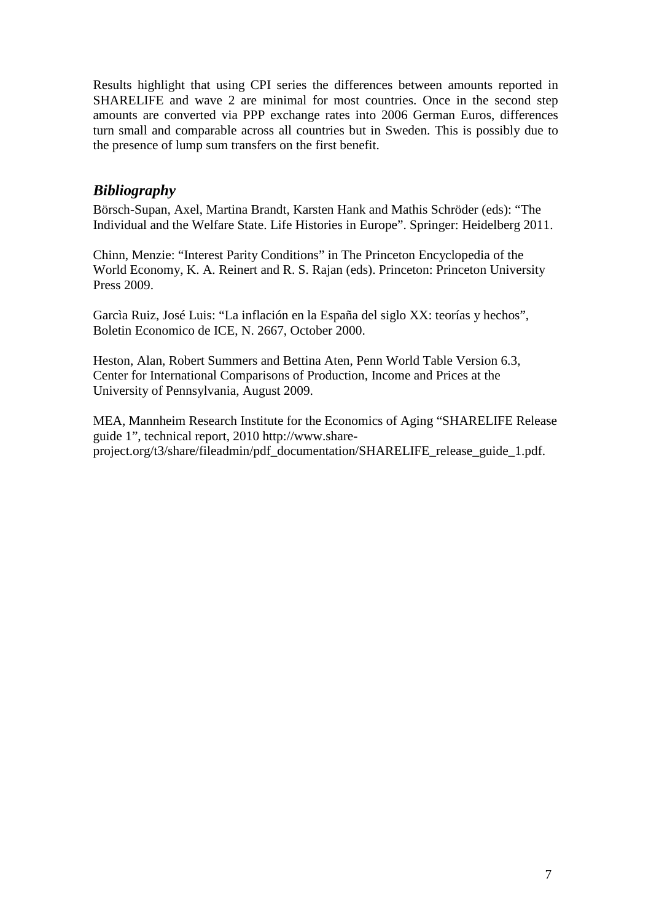Results highlight that using CPI series the differences between amounts reported in SHARELIFE and wave 2 are minimal for most countries. Once in the second step amounts are converted via PPP exchange rates into 2006 German Euros, differences turn small and comparable across all countries but in Sweden. This is possibly due to the presence of lump sum transfers on the first benefit.

## *Bibliography*

Börsch-Supan, Axel, Martina Brandt, Karsten Hank and Mathis Schröder (eds): "The Individual and the Welfare State. Life Histories in Europe". Springer: Heidelberg 2011.

Chinn, Menzie: "Interest Parity Conditions" in The Princeton Encyclopedia of the World Economy, K. A. Reinert and R. S. Rajan (eds). Princeton: Princeton University Press 2009.

Garcìa Ruiz, José Luis: "La inflación en la España del siglo XX: teorías y hechos", Boletin Economico de ICE, N. 2667, October 2000.

Heston, Alan, Robert Summers and Bettina Aten, Penn World Table Version 6.3, Center for International Comparisons of Production, Income and Prices at the University of Pennsylvania, August 2009.

MEA, Mannheim Research Institute for the Economics of Aging "SHARELIFE Release guide 1", technical report, 2010 http://www.share-project.org/t3/share/fileadmin/pdf_documentation/SHARELIFE_release_guide_1.pdf.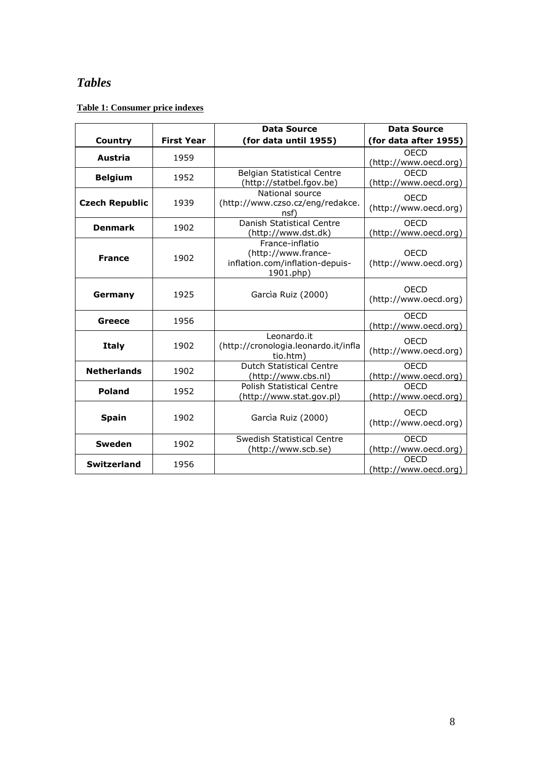# *Tables*

**Table 1: Consumer price indexes**

| Country | First Year | Data Source (for data until 1955) | Data Source (for data after 1955) |
|---|---|---|---|
| **Austria** | 1959 | | OECD (http://www.oecd.org) |
| **Belgium** | 1952 | Belgian Statistical Centre (http://statbel.fgov.be) | OECD (http://www.oecd.org) |
| **Czech Republic** | 1939 | National source (http://www.czso.cz/eng/redakce.nsf) | OECD (http://www.oecd.org) |
| **Denmark** | 1902 | Danish Statistical Centre (http://www.dst.dk) | OECD (http://www.oecd.org) |
| **France** | 1902 | France-inflatio (http://www.france-inflation.com/inflation-depuis-1901.php) | OECD (http://www.oecd.org) |
| **Germany** | 1925 | Garcìa Ruiz (2000) | OECD (http://www.oecd.org) |
| **Greece** | 1956 | | OECD (http://www.oecd.org) |
| **Italy** | 1902 | Leonardo.it (http://cronologia.leonardo.it/inflatio.htm) | OECD (http://www.oecd.org) |
| **Netherlands** | 1902 | Dutch Statistical Centre (http://www.cbs.nl) | OECD (http://www.oecd.org) |
| **Poland** | 1952 | Polish Statistical Centre (http://www.stat.gov.pl) | OECD (http://www.oecd.org) |
| **Spain** | 1902 | Garcìa Ruiz (2000) | OECD (http://www.oecd.org) |
| **Sweden** | 1902 | Swedish Statistical Centre (http://www.scb.se) | OECD (http://www.oecd.org) |
| **Switzerland** | 1956 | | OECD (http://www.oecd.org) |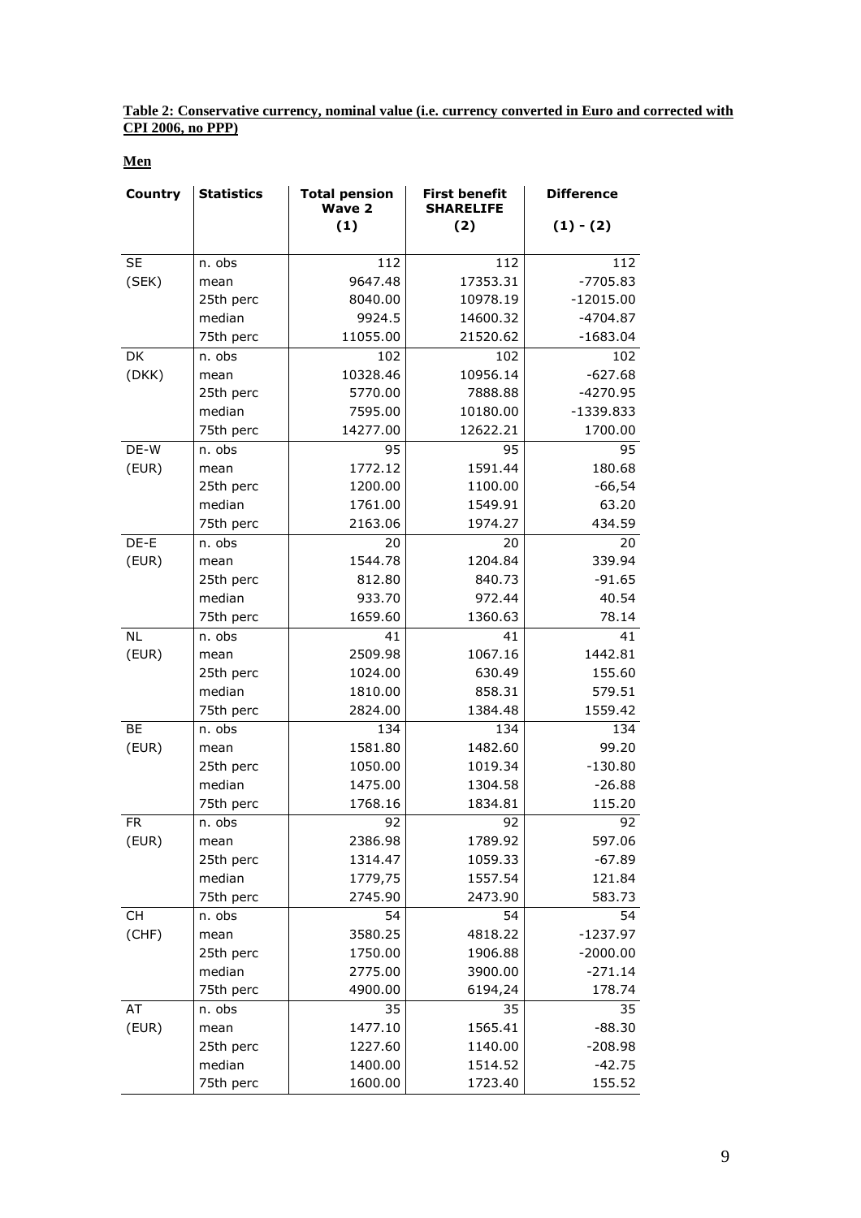**Table 2: Conservative currency, nominal value (i.e. currency converted in Euro and corrected with CPI 2006, no PPP)**

**Men**

| Country | Statistics | Total pension Wave 2 (1) | First benefit SHARELIFE (2) | Difference (1) - (2) |
|---|---|---|---|---|
| SE | n. obs | 112 | 112 | 112 |
| (SEK) | mean | 9647.48 | 17353.31 | -7705.83 |
| | 25th perc | 8040.00 | 10978.19 | -12015.00 |
| | median | 9924.5 | 14600.32 | -4704.87 |
| | 75th perc | 11055.00 | 21520.62 | -1683.04 |
| DK | n. obs | 102 | 102 | 102 |
| (DKK) | mean | 10328.46 | 10956.14 | -627.68 |
| | 25th perc | 5770.00 | 7888.88 | -4270.95 |
| | median | 7595.00 | 10180.00 | -1339.833 |
| | 75th perc | 14277.00 | 12622.21 | 1700.00 |
| DE-W | n. obs | 95 | 95 | 95 |
| (EUR) | mean | 1772.12 | 1591.44 | 180.68 |
| | 25th perc | 1200.00 | 1100.00 | -66,54 |
| | median | 1761.00 | 1549.91 | 63.20 |
| | 75th perc | 2163.06 | 1974.27 | 434.59 |
| DE-E | n. obs | 20 | 20 | 20 |
| (EUR) | mean | 1544.78 | 1204.84 | 339.94 |
| | 25th perc | 812.80 | 840.73 | -91.65 |
| | median | 933.70 | 972.44 | 40.54 |
| | 75th perc | 1659.60 | 1360.63 | 78.14 |
| NL | n. obs | 41 | 41 | 41 |
| (EUR) | mean | 2509.98 | 1067.16 | 1442.81 |
| | 25th perc | 1024.00 | 630.49 | 155.60 |
| | median | 1810.00 | 858.31 | 579.51 |
| | 75th perc | 2824.00 | 1384.48 | 1559.42 |
| BE | n. obs | 134 | 134 | 134 |
| (EUR) | mean | 1581.80 | 1482.60 | 99.20 |
| | 25th perc | 1050.00 | 1019.34 | -130.80 |
| | median | 1475.00 | 1304.58 | -26.88 |
| | 75th perc | 1768.16 | 1834.81 | 115.20 |
| FR | n. obs | 92 | 92 | 92 |
| (EUR) | mean | 2386.98 | 1789.92 | 597.06 |
| | 25th perc | 1314.47 | 1059.33 | -67.89 |
| | median | 1779,75 | 1557.54 | 121.84 |
| | 75th perc | 2745.90 | 2473.90 | 583.73 |
| CH | n. obs | 54 | 54 | 54 |
| (CHF) | mean | 3580.25 | 4818.22 | -1237.97 |
| | 25th perc | 1750.00 | 1906.88 | -2000.00 |
| | median | 2775.00 | 3900.00 | -271.14 |
| | 75th perc | 4900.00 | 6194,24 | 178.74 |
| AT | n. obs | 35 | 35 | 35 |
| (EUR) | mean | 1477.10 | 1565.41 | -88.30 |
| | 25th perc | 1227.60 | 1140.00 | -208.98 |
| | median | 1400.00 | 1514.52 | -42.75 |
| | 75th perc | 1600.00 | 1723.40 | 155.52 |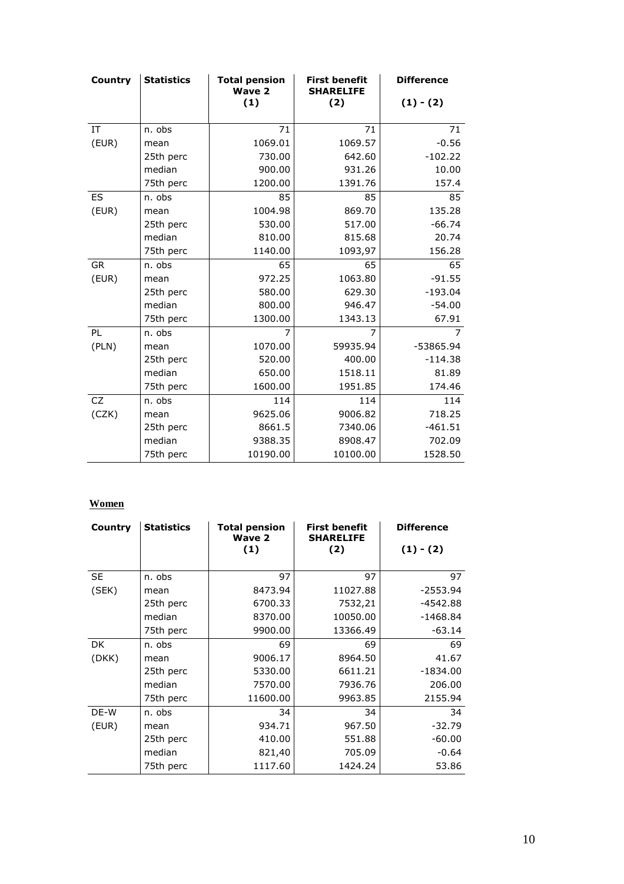| Country | Statistics | Total pension Wave 2 (1) | First benefit SHARELIFE (2) | Difference (1) - (2) |
|---|---|---|---|---|
| IT | n. obs | 71 | 71 | 71 |
| (EUR) | mean | 1069.01 | 1069.57 | -0.56 |
| | 25th perc | 730.00 | 642.60 | -102.22 |
| | median | 900.00 | 931.26 | 10.00 |
| | 75th perc | 1200.00 | 1391.76 | 157.4 |
| ES | n. obs | 85 | 85 | 85 |
| (EUR) | mean | 1004.98 | 869.70 | 135.28 |
| | 25th perc | 530.00 | 517.00 | -66.74 |
| | median | 810.00 | 815.68 | 20.74 |
| | 75th perc | 1140.00 | 1093,97 | 156.28 |
| GR | n. obs | 65 | 65 | 65 |
| (EUR) | mean | 972.25 | 1063.80 | -91.55 |
| | 25th perc | 580.00 | 629.30 | -193.04 |
| | median | 800.00 | 946.47 | -54.00 |
| | 75th perc | 1300.00 | 1343.13 | 67.91 |
| PL | n. obs | 7 | 7 | 7 |
| (PLN) | mean | 1070.00 | 59935.94 | -53865.94 |
| | 25th perc | 520.00 | 400.00 | -114.38 |
| | median | 650.00 | 1518.11 | 81.89 |
| | 75th perc | 1600.00 | 1951.85 | 174.46 |
| CZ | n. obs | 114 | 114 | 114 |
| (CZK) | mean | 9625.06 | 9006.82 | 718.25 |
| | 25th perc | 8661.5 | 7340.06 | -461.51 |
| | median | 9388.35 | 8908.47 | 702.09 |
| | 75th perc | 10190.00 | 10100.00 | 1528.50 |

**Women**

| Country | Statistics | Total pension Wave 2 (1) | First benefit SHARELIFE (2) | Difference (1) - (2) |
|---|---|---|---|---|
| SE | n. obs | 97 | 97 | 97 |
| (SEK) | mean | 8473.94 | 11027.88 | -2553.94 |
| | 25th perc | 6700.33 | 7532,21 | -4542.88 |
| | median | 8370.00 | 10050.00 | -1468.84 |
| | 75th perc | 9900.00 | 13366.49 | -63.14 |
| DK | n. obs | 69 | 69 | 69 |
| (DKK) | mean | 9006.17 | 8964.50 | 41.67 |
| | 25th perc | 5330.00 | 6611.21 | -1834.00 |
| | median | 7570.00 | 7936.76 | 206.00 |
| | 75th perc | 11600.00 | 9963.85 | 2155.94 |
| DE-W | n. obs | 34 | 34 | 34 |
| (EUR) | mean | 934.71 | 967.50 | -32.79 |
| | 25th perc | 410.00 | 551.88 | -60.00 |
| | median | 821,40 | 705.09 | -0.64 |
| | 75th perc | 1117.60 | 1424.24 | 53.86 |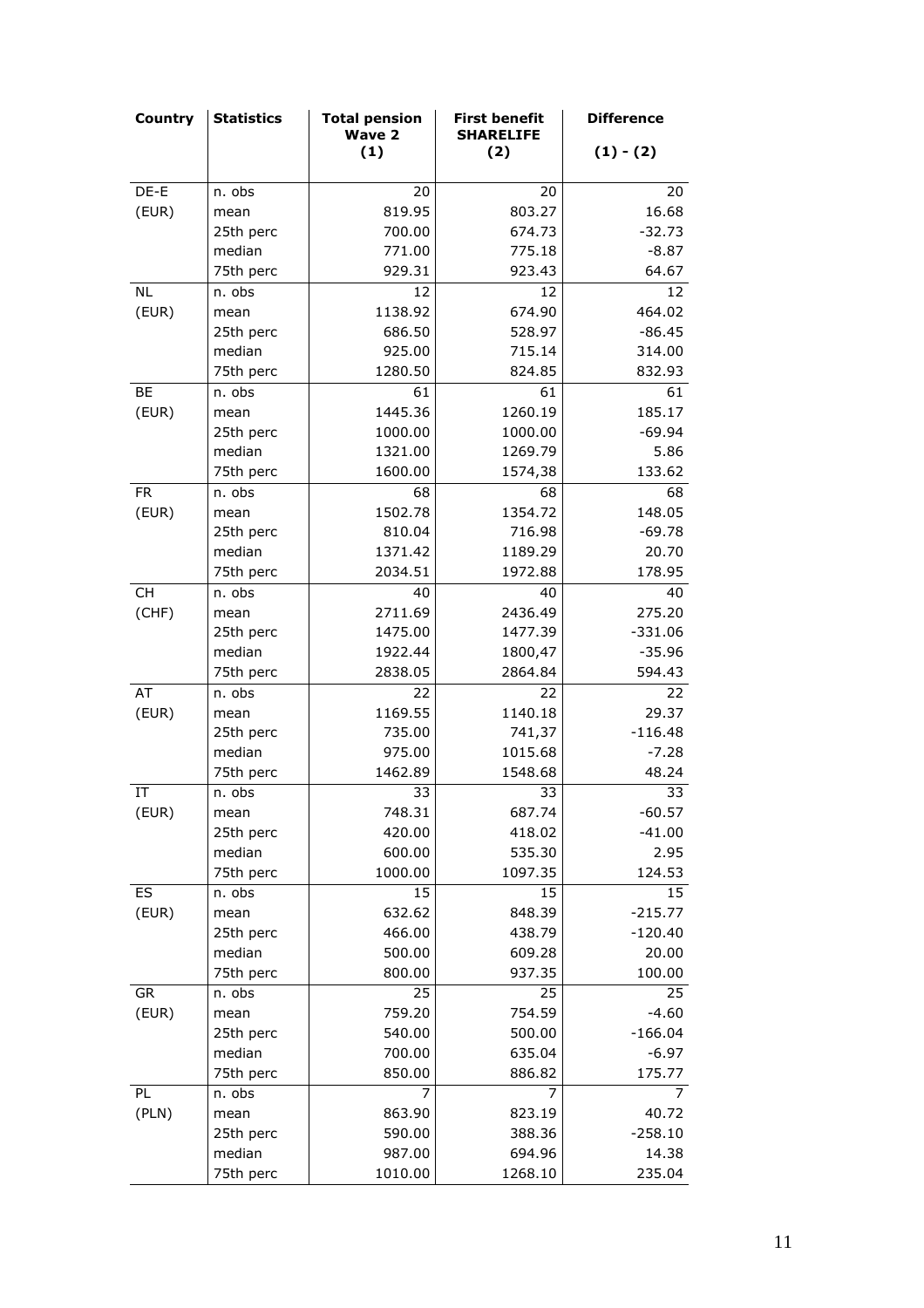| Country | Statistics | Total pension Wave 2 (1) | First benefit SHARELIFE (2) | Difference (1) - (2) |
|---|---|---|---|---|
| DE-E | n. obs | 20 | 20 | 20 |
| (EUR) | mean | 819.95 | 803.27 | 16.68 |
| | 25th perc | 700.00 | 674.73 | -32.73 |
| | median | 771.00 | 775.18 | -8.87 |
| | 75th perc | 929.31 | 923.43 | 64.67 |
| NL | n. obs | 12 | 12 | 12 |
| (EUR) | mean | 1138.92 | 674.90 | 464.02 |
| | 25th perc | 686.50 | 528.97 | -86.45 |
| | median | 925.00 | 715.14 | 314.00 |
| | 75th perc | 1280.50 | 824.85 | 832.93 |
| BE | n. obs | 61 | 61 | 61 |
| (EUR) | mean | 1445.36 | 1260.19 | 185.17 |
| | 25th perc | 1000.00 | 1000.00 | -69.94 |
| | median | 1321.00 | 1269.79 | 5.86 |
| | 75th perc | 1600.00 | 1574,38 | 133.62 |
| FR | n. obs | 68 | 68 | 68 |
| (EUR) | mean | 1502.78 | 1354.72 | 148.05 |
| | 25th perc | 810.04 | 716.98 | -69.78 |
| | median | 1371.42 | 1189.29 | 20.70 |
| | 75th perc | 2034.51 | 1972.88 | 178.95 |
| CH | n. obs | 40 | 40 | 40 |
| (CHF) | mean | 2711.69 | 2436.49 | 275.20 |
| | 25th perc | 1475.00 | 1477.39 | -331.06 |
| | median | 1922.44 | 1800,47 | -35.96 |
| | 75th perc | 2838.05 | 2864.84 | 594.43 |
| AT | n. obs | 22 | 22 | 22 |
| (EUR) | mean | 1169.55 | 1140.18 | 29.37 |
| | 25th perc | 735.00 | 741,37 | -116.48 |
| | median | 975.00 | 1015.68 | -7.28 |
| | 75th perc | 1462.89 | 1548.68 | 48.24 |
| IT | n. obs | 33 | 33 | 33 |
| (EUR) | mean | 748.31 | 687.74 | -60.57 |
| | 25th perc | 420.00 | 418.02 | -41.00 |
| | median | 600.00 | 535.30 | 2.95 |
| | 75th perc | 1000.00 | 1097.35 | 124.53 |
| ES | n. obs | 15 | 15 | 15 |
| (EUR) | mean | 632.62 | 848.39 | -215.77 |
| | 25th perc | 466.00 | 438.79 | -120.40 |
| | median | 500.00 | 609.28 | 20.00 |
| | 75th perc | 800.00 | 937.35 | 100.00 |
| GR | n. obs | 25 | 25 | 25 |
| (EUR) | mean | 759.20 | 754.59 | -4.60 |
| | 25th perc | 540.00 | 500.00 | -166.04 |
| | median | 700.00 | 635.04 | -6.97 |
| | 75th perc | 850.00 | 886.82 | 175.77 |
| PL | n. obs | 7 | 7 | 7 |
| (PLN) | mean | 863.90 | 823.19 | 40.72 |
| | 25th perc | 590.00 | 388.36 | -258.10 |
| | median | 987.00 | 694.96 | 14.38 |
| | 75th perc | 1010.00 | 1268.10 | 235.04 |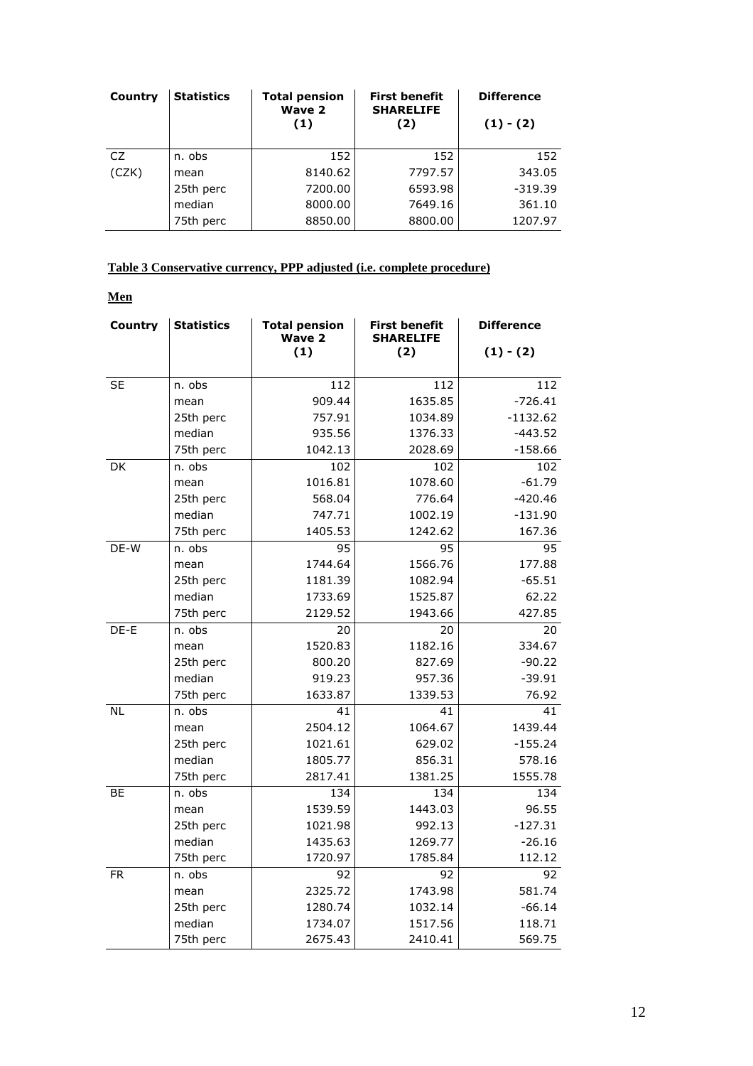| Country | Statistics | Total pension Wave 2 (1) | First benefit SHARELIFE (2) | Difference (1) - (2) |
|---|---|---|---|---|
| CZ | n. obs | 152 | 152 | 152 |
| (CZK) | mean | 8140.62 | 7797.57 | 343.05 |
| | 25th perc | 7200.00 | 6593.98 | -319.39 |
| | median | 8000.00 | 7649.16 | 361.10 |
| | 75th perc | 8850.00 | 8800.00 | 1207.97 |

**Table 3 Conservative currency, PPP adjusted (i.e. complete procedure)**

**Men**

| Country | Statistics | Total pension Wave 2 (1) | First benefit SHARELIFE (2) | Difference (1) - (2) |
|---|---|---|---|---|
| SE | n. obs | 112 | 112 | 112 |
| | mean | 909.44 | 1635.85 | -726.41 |
| | 25th perc | 757.91 | 1034.89 | -1132.62 |
| | median | 935.56 | 1376.33 | -443.52 |
| | 75th perc | 1042.13 | 2028.69 | -158.66 |
| DK | n. obs | 102 | 102 | 102 |
| | mean | 1016.81 | 1078.60 | -61.79 |
| | 25th perc | 568.04 | 776.64 | -420.46 |
| | median | 747.71 | 1002.19 | -131.90 |
| | 75th perc | 1405.53 | 1242.62 | 167.36 |
| DE-W | n. obs | 95 | 95 | 95 |
| | mean | 1744.64 | 1566.76 | 177.88 |
| | 25th perc | 1181.39 | 1082.94 | -65.51 |
| | median | 1733.69 | 1525.87 | 62.22 |
| | 75th perc | 2129.52 | 1943.66 | 427.85 |
| DE-E | n. obs | 20 | 20 | 20 |
| | mean | 1520.83 | 1182.16 | 334.67 |
| | 25th perc | 800.20 | 827.69 | -90.22 |
| | median | 919.23 | 957.36 | -39.91 |
| | 75th perc | 1633.87 | 1339.53 | 76.92 |
| NL | n. obs | 41 | 41 | 41 |
| | mean | 2504.12 | 1064.67 | 1439.44 |
| | 25th perc | 1021.61 | 629.02 | -155.24 |
| | median | 1805.77 | 856.31 | 578.16 |
| | 75th perc | 2817.41 | 1381.25 | 1555.78 |
| BE | n. obs | 134 | 134 | 134 |
| | mean | 1539.59 | 1443.03 | 96.55 |
| | 25th perc | 1021.98 | 992.13 | -127.31 |
| | median | 1435.63 | 1269.77 | -26.16 |
| | 75th perc | 1720.97 | 1785.84 | 112.12 |
| FR | n. obs | 92 | 92 | 92 |
| | mean | 2325.72 | 1743.98 | 581.74 |
| | 25th perc | 1280.74 | 1032.14 | -66.14 |
| | median | 1734.07 | 1517.56 | 118.71 |
| | 75th perc | 2675.43 | 2410.41 | 569.75 |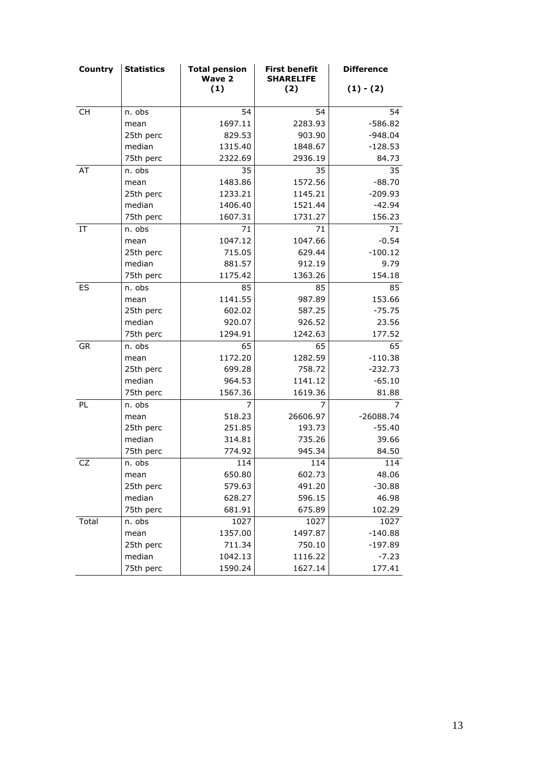| Country | Statistics | Total pension Wave 2 (1) | First benefit SHARELIFE (2) | Difference (1) - (2) |
|---|---|---|---|---|
| CH | n. obs | 54 | 54 | 54 |
| | mean | 1697.11 | 2283.93 | -586.82 |
| | 25th perc | 829.53 | 903.90 | -948.04 |
| | median | 1315.40 | 1848.67 | -128.53 |
| | 75th perc | 2322.69 | 2936.19 | 84.73 |
| AT | n. obs | 35 | 35 | 35 |
| | mean | 1483.86 | 1572.56 | -88.70 |
| | 25th perc | 1233.21 | 1145.21 | -209.93 |
| | median | 1406.40 | 1521.44 | -42.94 |
| | 75th perc | 1607.31 | 1731.27 | 156.23 |
| IT | n. obs | 71 | 71 | 71 |
| | mean | 1047.12 | 1047.66 | -0.54 |
| | 25th perc | 715.05 | 629.44 | -100.12 |
| | median | 881.57 | 912.19 | 9.79 |
| | 75th perc | 1175.42 | 1363.26 | 154.18 |
| ES | n. obs | 85 | 85 | 85 |
| | mean | 1141.55 | 987.89 | 153.66 |
| | 25th perc | 602.02 | 587.25 | -75.75 |
| | median | 920.07 | 926.52 | 23.56 |
| | 75th perc | 1294.91 | 1242.63 | 177.52 |
| GR | n. obs | 65 | 65 | 65 |
| | mean | 1172.20 | 1282.59 | -110.38 |
| | 25th perc | 699.28 | 758.72 | -232.73 |
| | median | 964.53 | 1141.12 | -65.10 |
| | 75th perc | 1567.36 | 1619.36 | 81.88 |
| PL | n. obs | 7 | 7 | 7 |
| | mean | 518.23 | 26606.97 | -26088.74 |
| | 25th perc | 251.85 | 193.73 | -55.40 |
| | median | 314.81 | 735.26 | 39.66 |
| | 75th perc | 774.92 | 945.34 | 84.50 |
| CZ | n. obs | 114 | 114 | 114 |
| | mean | 650.80 | 602.73 | 48.06 |
| | 25th perc | 579.63 | 491.20 | -30.88 |
| | median | 628.27 | 596.15 | 46.98 |
| | 75th perc | 681.91 | 675.89 | 102.29 |
| Total | n. obs | 1027 | 1027 | 1027 |
| | mean | 1357.00 | 1497.87 | -140.88 |
| | 25th perc | 711.34 | 750.10 | -197.89 |
| | median | 1042.13 | 1116.22 | -7.23 |
| | 75th perc | 1590.24 | 1627.14 | 177.41 |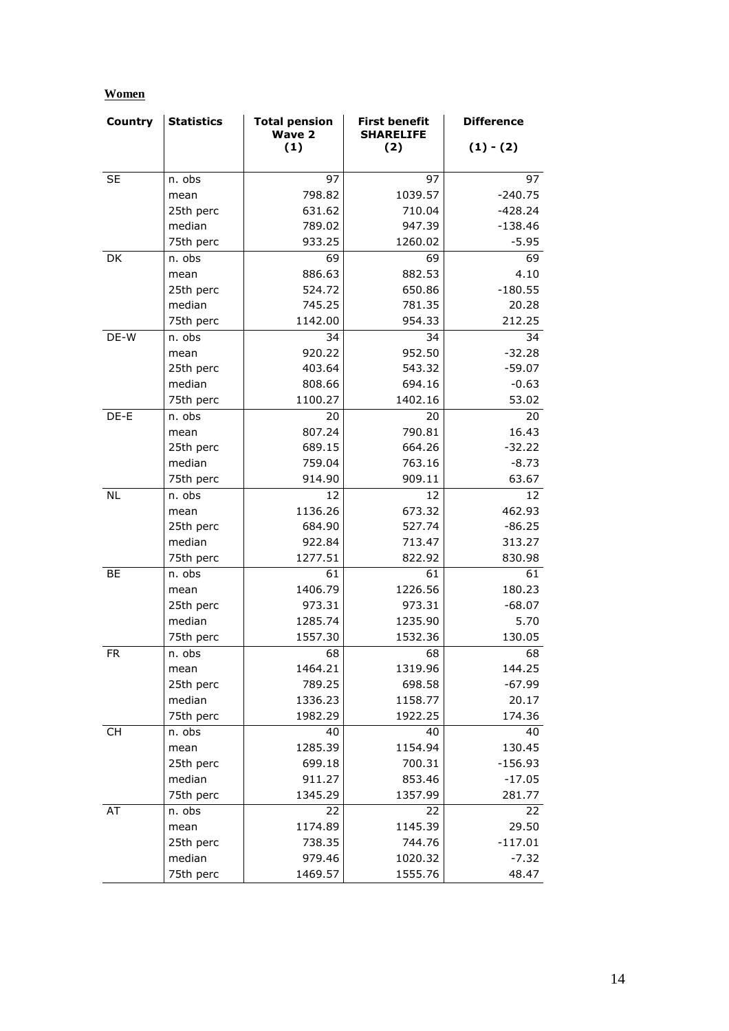**Women**

| Country | Statistics | Total pension Wave 2 (1) | First benefit SHARELIFE (2) | Difference (1) - (2) |
|---|---|---|---|---|
| SE | n. obs | 97 | 97 | 97 |
| | mean | 798.82 | 1039.57 | -240.75 |
| | 25th perc | 631.62 | 710.04 | -428.24 |
| | median | 789.02 | 947.39 | -138.46 |
| | 75th perc | 933.25 | 1260.02 | -5.95 |
| DK | n. obs | 69 | 69 | 69 |
| | mean | 886.63 | 882.53 | 4.10 |
| | 25th perc | 524.72 | 650.86 | -180.55 |
| | median | 745.25 | 781.35 | 20.28 |
| | 75th perc | 1142.00 | 954.33 | 212.25 |
| DE-W | n. obs | 34 | 34 | 34 |
| | mean | 920.22 | 952.50 | -32.28 |
| | 25th perc | 403.64 | 543.32 | -59.07 |
| | median | 808.66 | 694.16 | -0.63 |
| | 75th perc | 1100.27 | 1402.16 | 53.02 |
| DE-E | n. obs | 20 | 20 | 20 |
| | mean | 807.24 | 790.81 | 16.43 |
| | 25th perc | 689.15 | 664.26 | -32.22 |
| | median | 759.04 | 763.16 | -8.73 |
| | 75th perc | 914.90 | 909.11 | 63.67 |
| NL | n. obs | 12 | 12 | 12 |
| | mean | 1136.26 | 673.32 | 462.93 |
| | 25th perc | 684.90 | 527.74 | -86.25 |
| | median | 922.84 | 713.47 | 313.27 |
| | 75th perc | 1277.51 | 822.92 | 830.98 |
| BE | n. obs | 61 | 61 | 61 |
| | mean | 1406.79 | 1226.56 | 180.23 |
| | 25th perc | 973.31 | 973.31 | -68.07 |
| | median | 1285.74 | 1235.90 | 5.70 |
| | 75th perc | 1557.30 | 1532.36 | 130.05 |
| FR | n. obs | 68 | 68 | 68 |
| | mean | 1464.21 | 1319.96 | 144.25 |
| | 25th perc | 789.25 | 698.58 | -67.99 |
| | median | 1336.23 | 1158.77 | 20.17 |
| | 75th perc | 1982.29 | 1922.25 | 174.36 |
| CH | n. obs | 40 | 40 | 40 |
| | mean | 1285.39 | 1154.94 | 130.45 |
| | 25th perc | 699.18 | 700.31 | -156.93 |
| | median | 911.27 | 853.46 | -17.05 |
| | 75th perc | 1345.29 | 1357.99 | 281.77 |
| AT | n. obs | 22 | 22 | 22 |
| | mean | 1174.89 | 1145.39 | 29.50 |
| | 25th perc | 738.35 | 744.76 | -117.01 |
| | median | 979.46 | 1020.32 | -7.32 |
| | 75th perc | 1469.57 | 1555.76 | 48.47 |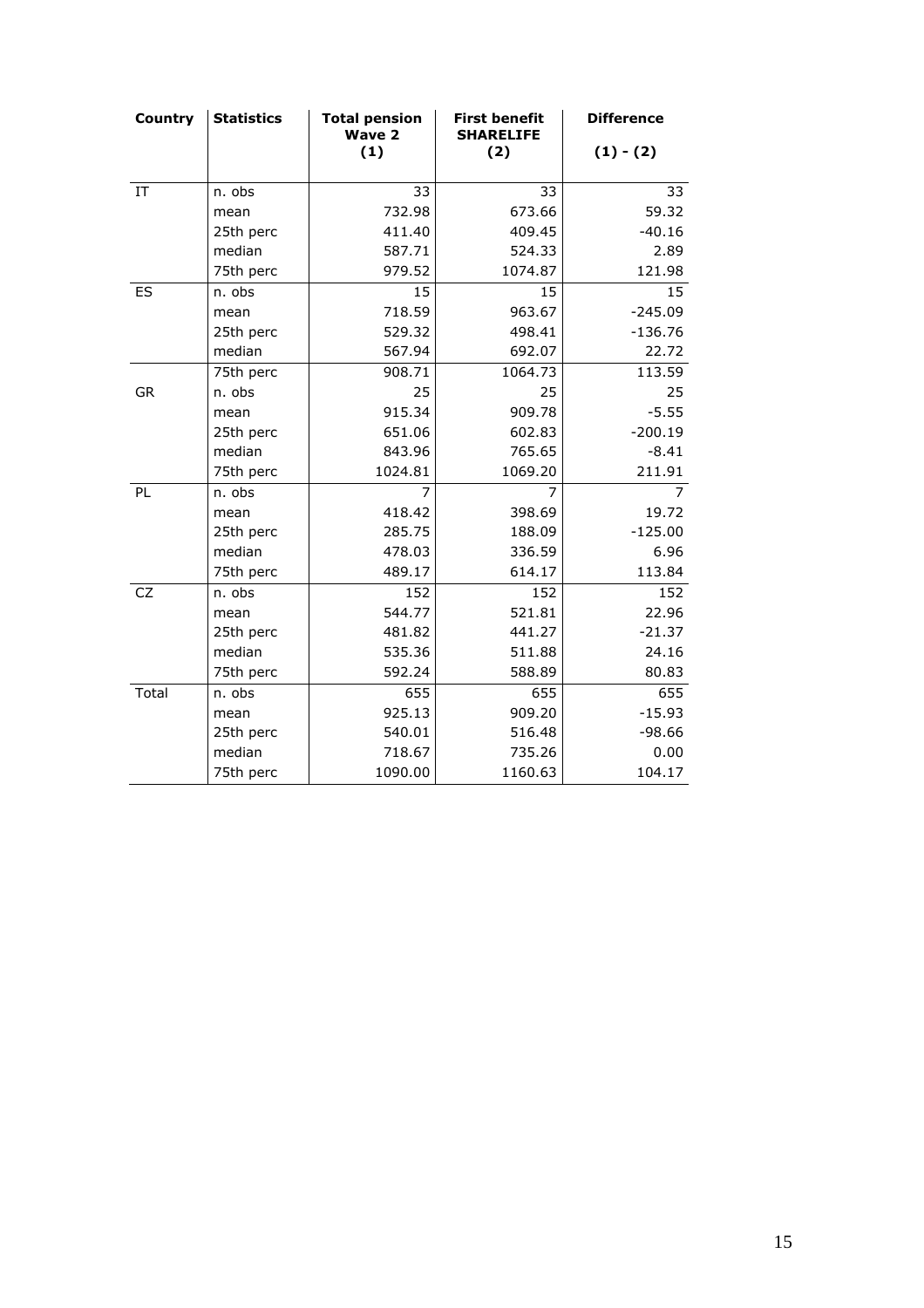| Country | Statistics | Total pension Wave 2 (1) | First benefit SHARELIFE (2) | Difference (1) - (2) |
|---|---|---|---|---|
| IT | n. obs | 33 | 33 | 33 |
| | mean | 732.98 | 673.66 | 59.32 |
| | 25th perc | 411.40 | 409.45 | -40.16 |
| | median | 587.71 | 524.33 | 2.89 |
| | 75th perc | 979.52 | 1074.87 | 121.98 |
| ES | n. obs | 15 | 15 | 15 |
| | mean | 718.59 | 963.67 | -245.09 |
| | 25th perc | 529.32 | 498.41 | -136.76 |
| | median | 567.94 | 692.07 | 22.72 |
| | 75th perc | 908.71 | 1064.73 | 113.59 |
| GR | n. obs | 25 | 25 | 25 |
| | mean | 915.34 | 909.78 | -5.55 |
| | 25th perc | 651.06 | 602.83 | -200.19 |
| | median | 843.96 | 765.65 | -8.41 |
| | 75th perc | 1024.81 | 1069.20 | 211.91 |
| PL | n. obs | 7 | 7 | 7 |
| | mean | 418.42 | 398.69 | 19.72 |
| | 25th perc | 285.75 | 188.09 | -125.00 |
| | median | 478.03 | 336.59 | 6.96 |
| | 75th perc | 489.17 | 614.17 | 113.84 |
| CZ | n. obs | 152 | 152 | 152 |
| | mean | 544.77 | 521.81 | 22.96 |
| | 25th perc | 481.82 | 441.27 | -21.37 |
| | median | 535.36 | 511.88 | 24.16 |
| | 75th perc | 592.24 | 588.89 | 80.83 |
| Total | n. obs | 655 | 655 | 655 |
| | mean | 925.13 | 909.20 | -15.93 |
| | 25th perc | 540.01 | 516.48 | -98.66 |
| | median | 718.67 | 735.26 | 0.00 |
| | 75th perc | 1090.00 | 1160.63 | 104.17 |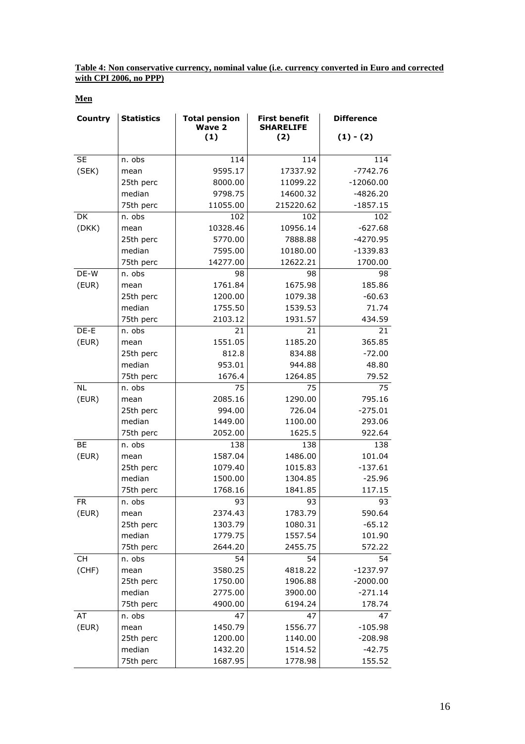**Table 4: Non conservative currency, nominal value (i.e. currency converted in Euro and corrected with CPI 2006, no PPP)**

**Men**

| Country | Statistics | Total pension Wave 2 (1) | First benefit SHARELIFE (2) | Difference (1) - (2) |
|---|---|---|---|---|
| SE | n. obs | 114 | 114 | 114 |
| (SEK) | mean | 9595.17 | 17337.92 | -7742.76 |
| | 25th perc | 8000.00 | 11099.22 | -12060.00 |
| | median | 9798.75 | 14600.32 | -4826.20 |
| | 75th perc | 11055.00 | 215220.62 | -1857.15 |
| DK | n. obs | 102 | 102 | 102 |
| (DKK) | mean | 10328.46 | 10956.14 | -627.68 |
| | 25th perc | 5770.00 | 7888.88 | -4270.95 |
| | median | 7595.00 | 10180.00 | -1339.83 |
| | 75th perc | 14277.00 | 12622.21 | 1700.00 |
| DE-W | n. obs | 98 | 98 | 98 |
| (EUR) | mean | 1761.84 | 1675.98 | 185.86 |
| | 25th perc | 1200.00 | 1079.38 | -60.63 |
| | median | 1755.50 | 1539.53 | 71.74 |
| | 75th perc | 2103.12 | 1931.57 | 434.59 |
| DE-E | n. obs | 21 | 21 | 21 |
| (EUR) | mean | 1551.05 | 1185.20 | 365.85 |
| | 25th perc | 812.8 | 834.88 | -72.00 |
| | median | 953.01 | 944.88 | 48.80 |
| | 75th perc | 1676.4 | 1264.85 | 79.52 |
| NL | n. obs | 75 | 75 | 75 |
| (EUR) | mean | 2085.16 | 1290.00 | 795.16 |
| | 25th perc | 994.00 | 726.04 | -275.01 |
| | median | 1449.00 | 1100.00 | 293.06 |
| | 75th perc | 2052.00 | 1625.5 | 922.64 |
| BE | n. obs | 138 | 138 | 138 |
| (EUR) | mean | 1587.04 | 1486.00 | 101.04 |
| | 25th perc | 1079.40 | 1015.83 | -137.61 |
| | median | 1500.00 | 1304.85 | -25.96 |
| | 75th perc | 1768.16 | 1841.85 | 117.15 |
| FR | n. obs | 93 | 93 | 93 |
| (EUR) | mean | 2374.43 | 1783.79 | 590.64 |
| | 25th perc | 1303.79 | 1080.31 | -65.12 |
| | median | 1779.75 | 1557.54 | 101.90 |
| | 75th perc | 2644.20 | 2455.75 | 572.22 |
| CH | n. obs | 54 | 54 | 54 |
| (CHF) | mean | 3580.25 | 4818.22 | -1237.97 |
| | 25th perc | 1750.00 | 1906.88 | -2000.00 |
| | median | 2775.00 | 3900.00 | -271.14 |
| | 75th perc | 4900.00 | 6194.24 | 178.74 |
| AT | n. obs | 47 | 47 | 47 |
| (EUR) | mean | 1450.79 | 1556.77 | -105.98 |
| | 25th perc | 1200.00 | 1140.00 | -208.98 |
| | median | 1432.20 | 1514.52 | -42.75 |
| | 75th perc | 1687.95 | 1778.98 | 155.52 |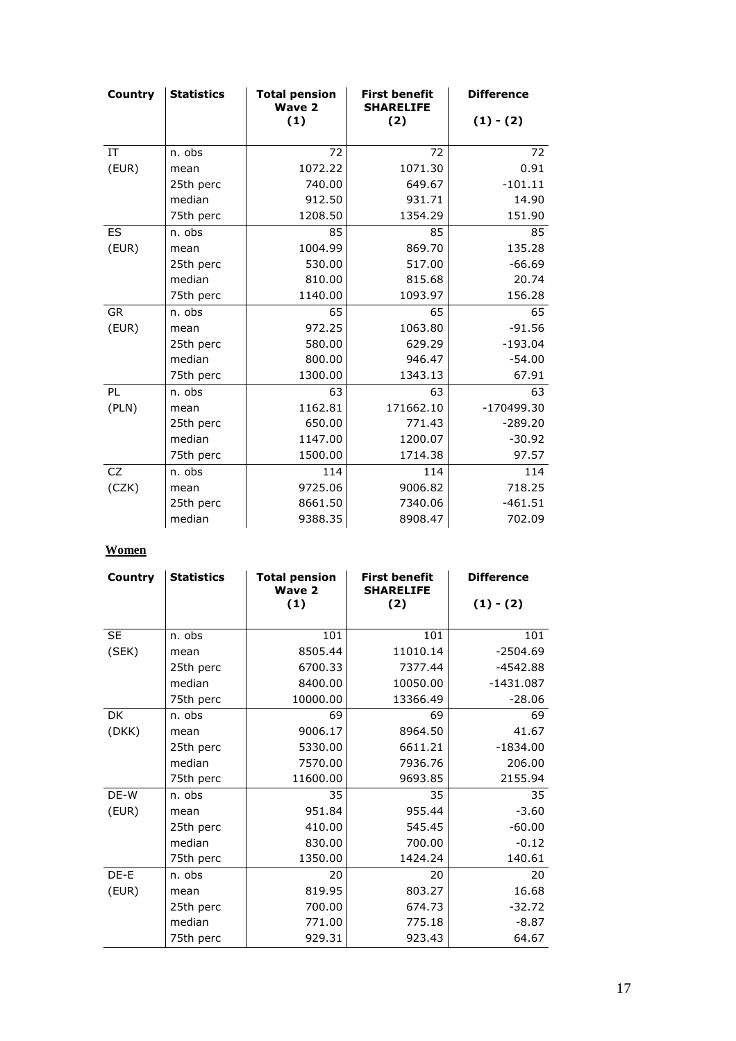| Country | Statistics | Total pension Wave 2 (1) | First benefit SHARELIFE (2) | Difference (1) - (2) |
|---|---|---|---|---|
| IT | n. obs | 72 | 72 | 72 |
| (EUR) | mean | 1072.22 | 1071.30 | 0.91 |
| | 25th perc | 740.00 | 649.67 | -101.11 |
| | median | 912.50 | 931.71 | 14.90 |
| | 75th perc | 1208.50 | 1354.29 | 151.90 |
| ES | n. obs | 85 | 85 | 85 |
| (EUR) | mean | 1004.99 | 869.70 | 135.28 |
| | 25th perc | 530.00 | 517.00 | -66.69 |
| | median | 810.00 | 815.68 | 20.74 |
| | 75th perc | 1140.00 | 1093.97 | 156.28 |
| GR | n. obs | 65 | 65 | 65 |
| (EUR) | mean | 972.25 | 1063.80 | -91.56 |
| | 25th perc | 580.00 | 629.29 | -193.04 |
| | median | 800.00 | 946.47 | -54.00 |
| | 75th perc | 1300.00 | 1343.13 | 67.91 |
| PL | n. obs | 63 | 63 | 63 |
| (PLN) | mean | 1162.81 | 171662.10 | -170499.30 |
| | 25th perc | 650.00 | 771.43 | -289.20 |
| | median | 1147.00 | 1200.07 | -30.92 |
| | 75th perc | 1500.00 | 1714.38 | 97.57 |
| CZ | n. obs | 114 | 114 | 114 |
| (CZK) | mean | 9725.06 | 9006.82 | 718.25 |
| | 25th perc | 8661.50 | 7340.06 | -461.51 |
| | median | 9388.35 | 8908.47 | 702.09 |

**Women**

| Country | Statistics | Total pension Wave 2 (1) | First benefit SHARELIFE (2) | Difference (1) - (2) |
|---|---|---|---|---|
| SE | n. obs | 101 | 101 | 101 |
| (SEK) | mean | 8505.44 | 11010.14 | -2504.69 |
| | 25th perc | 6700.33 | 7377.44 | -4542.88 |
| | median | 8400.00 | 10050.00 | -1431.087 |
| | 75th perc | 10000.00 | 13366.49 | -28.06 |
| DK | n. obs | 69 | 69 | 69 |
| (DKK) | mean | 9006.17 | 8964.50 | 41.67 |
| | 25th perc | 5330.00 | 6611.21 | -1834.00 |
| | median | 7570.00 | 7936.76 | 206.00 |
| | 75th perc | 11600.00 | 9693.85 | 2155.94 |
| DE-W | n. obs | 35 | 35 | 35 |
| (EUR) | mean | 951.84 | 955.44 | -3.60 |
| | 25th perc | 410.00 | 545.45 | -60.00 |
| | median | 830.00 | 700.00 | -0.12 |
| | 75th perc | 1350.00 | 1424.24 | 140.61 |
| DE-E | n. obs | 20 | 20 | 20 |
| (EUR) | mean | 819.95 | 803.27 | 16.68 |
| | 25th perc | 700.00 | 674.73 | -32.72 |
| | median | 771.00 | 775.18 | -8.87 |
| | 75th perc | 929.31 | 923.43 | 64.67 |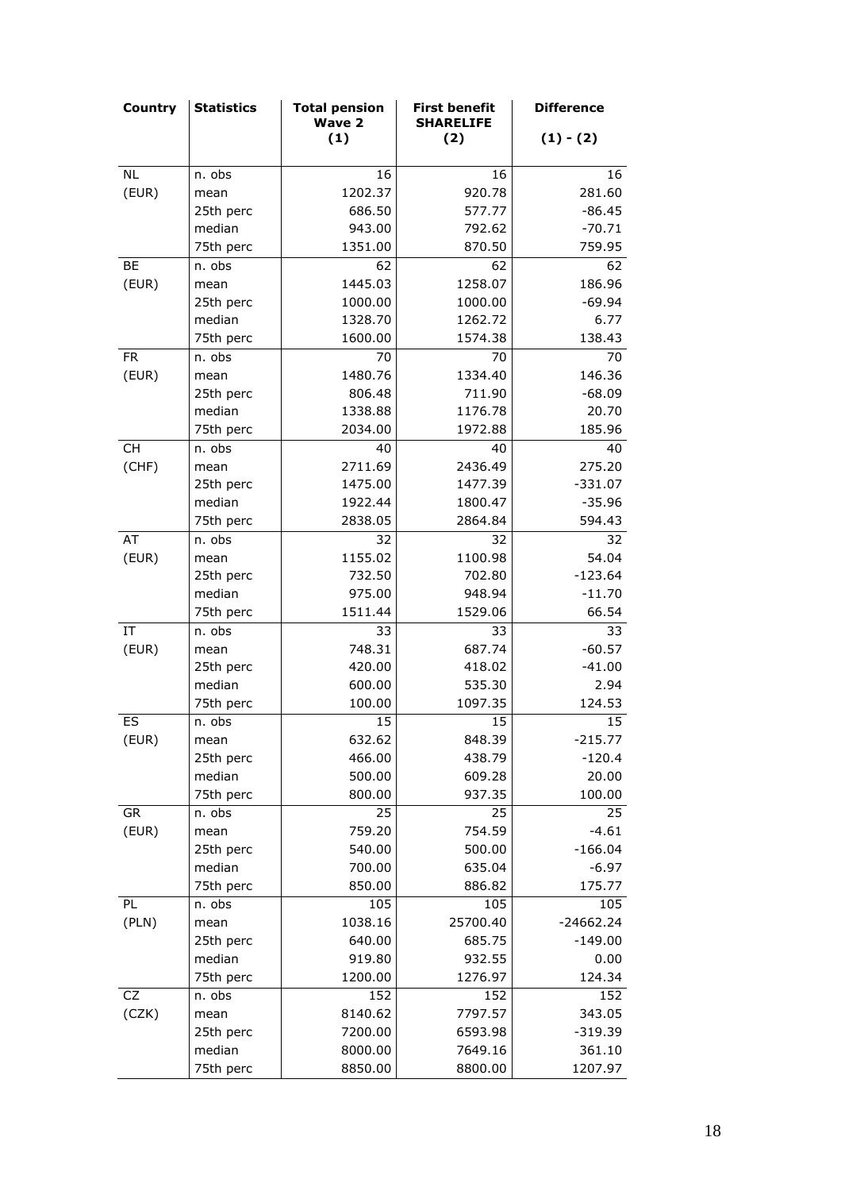| Country | Statistics | Total pension Wave 2 (1) | First benefit SHARELIFE (2) | Difference (1) - (2) |
|---|---|---|---|---|
| NL | n. obs | 16 | 16 | 16 |
| (EUR) | mean | 1202.37 | 920.78 | 281.60 |
| | 25th perc | 686.50 | 577.77 | -86.45 |
| | median | 943.00 | 792.62 | -70.71 |
| | 75th perc | 1351.00 | 870.50 | 759.95 |
| BE | n. obs | 62 | 62 | 62 |
| (EUR) | mean | 1445.03 | 1258.07 | 186.96 |
| | 25th perc | 1000.00 | 1000.00 | -69.94 |
| | median | 1328.70 | 1262.72 | 6.77 |
| | 75th perc | 1600.00 | 1574.38 | 138.43 |
| FR | n. obs | 70 | 70 | 70 |
| (EUR) | mean | 1480.76 | 1334.40 | 146.36 |
| | 25th perc | 806.48 | 711.90 | -68.09 |
| | median | 1338.88 | 1176.78 | 20.70 |
| | 75th perc | 2034.00 | 1972.88 | 185.96 |
| CH | n. obs | 40 | 40 | 40 |
| (CHF) | mean | 2711.69 | 2436.49 | 275.20 |
| | 25th perc | 1475.00 | 1477.39 | -331.07 |
| | median | 1922.44 | 1800.47 | -35.96 |
| | 75th perc | 2838.05 | 2864.84 | 594.43 |
| AT | n. obs | 32 | 32 | 32 |
| (EUR) | mean | 1155.02 | 1100.98 | 54.04 |
| | 25th perc | 732.50 | 702.80 | -123.64 |
| | median | 975.00 | 948.94 | -11.70 |
| | 75th perc | 1511.44 | 1529.06 | 66.54 |
| IT | n. obs | 33 | 33 | 33 |
| (EUR) | mean | 748.31 | 687.74 | -60.57 |
| | 25th perc | 420.00 | 418.02 | -41.00 |
| | median | 600.00 | 535.30 | 2.94 |
| | 75th perc | 100.00 | 1097.35 | 124.53 |
| ES | n. obs | 15 | 15 | 15 |
| (EUR) | mean | 632.62 | 848.39 | -215.77 |
| | 25th perc | 466.00 | 438.79 | -120.4 |
| | median | 500.00 | 609.28 | 20.00 |
| | 75th perc | 800.00 | 937.35 | 100.00 |
| GR | n. obs | 25 | 25 | 25 |
| (EUR) | mean | 759.20 | 754.59 | -4.61 |
| | 25th perc | 540.00 | 500.00 | -166.04 |
| | median | 700.00 | 635.04 | -6.97 |
| | 75th perc | 850.00 | 886.82 | 175.77 |
| PL | n. obs | 105 | 105 | 105 |
| (PLN) | mean | 1038.16 | 25700.40 | -24662.24 |
| | 25th perc | 640.00 | 685.75 | -149.00 |
| | median | 919.80 | 932.55 | 0.00 |
| | 75th perc | 1200.00 | 1276.97 | 124.34 |
| CZ | n. obs | 152 | 152 | 152 |
| (CZK) | mean | 8140.62 | 7797.57 | 343.05 |
| | 25th perc | 7200.00 | 6593.98 | -319.39 |
| | median | 8000.00 | 7649.16 | 361.10 |
| | 75th perc | 8850.00 | 8800.00 | 1207.97 |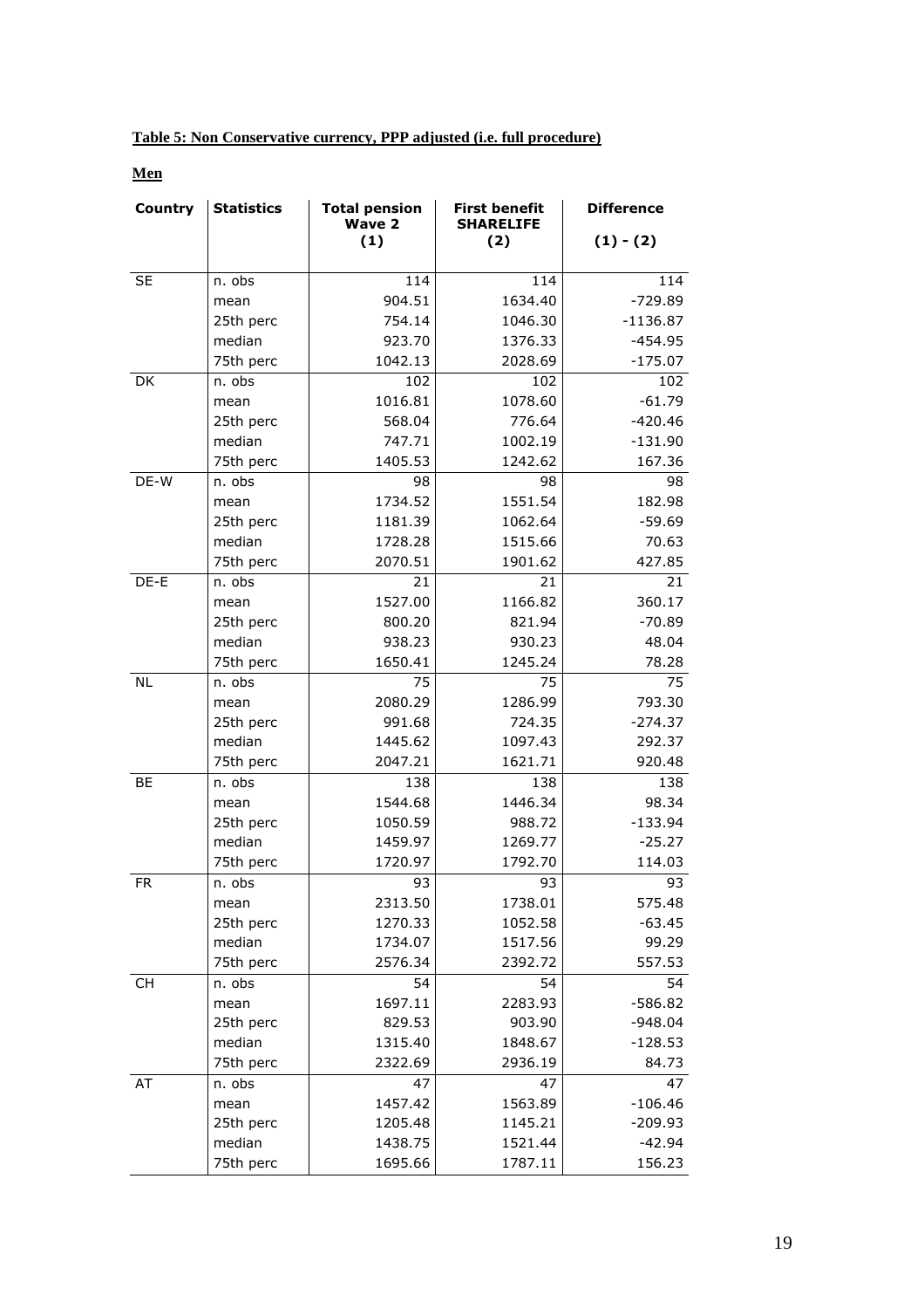**Table 5: Non Conservative currency, PPP adjusted (i.e. full procedure)**

**Men**

| Country | Statistics | Total pension Wave 2 (1) | First benefit SHARELIFE (2) | Difference (1) - (2) |
|---|---|---|---|---|
| SE | n. obs | 114 | 114 | 114 |
| | mean | 904.51 | 1634.40 | -729.89 |
| | 25th perc | 754.14 | 1046.30 | -1136.87 |
| | median | 923.70 | 1376.33 | -454.95 |
| | 75th perc | 1042.13 | 2028.69 | -175.07 |
| DK | n. obs | 102 | 102 | 102 |
| | mean | 1016.81 | 1078.60 | -61.79 |
| | 25th perc | 568.04 | 776.64 | -420.46 |
| | median | 747.71 | 1002.19 | -131.90 |
| | 75th perc | 1405.53 | 1242.62 | 167.36 |
| DE-W | n. obs | 98 | 98 | 98 |
| | mean | 1734.52 | 1551.54 | 182.98 |
| | 25th perc | 1181.39 | 1062.64 | -59.69 |
| | median | 1728.28 | 1515.66 | 70.63 |
| | 75th perc | 2070.51 | 1901.62 | 427.85 |
| DE-E | n. obs | 21 | 21 | 21 |
| | mean | 1527.00 | 1166.82 | 360.17 |
| | 25th perc | 800.20 | 821.94 | -70.89 |
| | median | 938.23 | 930.23 | 48.04 |
| | 75th perc | 1650.41 | 1245.24 | 78.28 |
| NL | n. obs | 75 | 75 | 75 |
| | mean | 2080.29 | 1286.99 | 793.30 |
| | 25th perc | 991.68 | 724.35 | -274.37 |
| | median | 1445.62 | 1097.43 | 292.37 |
| | 75th perc | 2047.21 | 1621.71 | 920.48 |
| BE | n. obs | 138 | 138 | 138 |
| | mean | 1544.68 | 1446.34 | 98.34 |
| | 25th perc | 1050.59 | 988.72 | -133.94 |
| | median | 1459.97 | 1269.77 | -25.27 |
| | 75th perc | 1720.97 | 1792.70 | 114.03 |
| FR | n. obs | 93 | 93 | 93 |
| | mean | 2313.50 | 1738.01 | 575.48 |
| | 25th perc | 1270.33 | 1052.58 | -63.45 |
| | median | 1734.07 | 1517.56 | 99.29 |
| | 75th perc | 2576.34 | 2392.72 | 557.53 |
| CH | n. obs | 54 | 54 | 54 |
| | mean | 1697.11 | 2283.93 | -586.82 |
| | 25th perc | 829.53 | 903.90 | -948.04 |
| | median | 1315.40 | 1848.67 | -128.53 |
| | 75th perc | 2322.69 | 2936.19 | 84.73 |
| AT | n. obs | 47 | 47 | 47 |
| | mean | 1457.42 | 1563.89 | -106.46 |
| | 25th perc | 1205.48 | 1145.21 | -209.93 |
| | median | 1438.75 | 1521.44 | -42.94 |
| | 75th perc | 1695.66 | 1787.11 | 156.23 |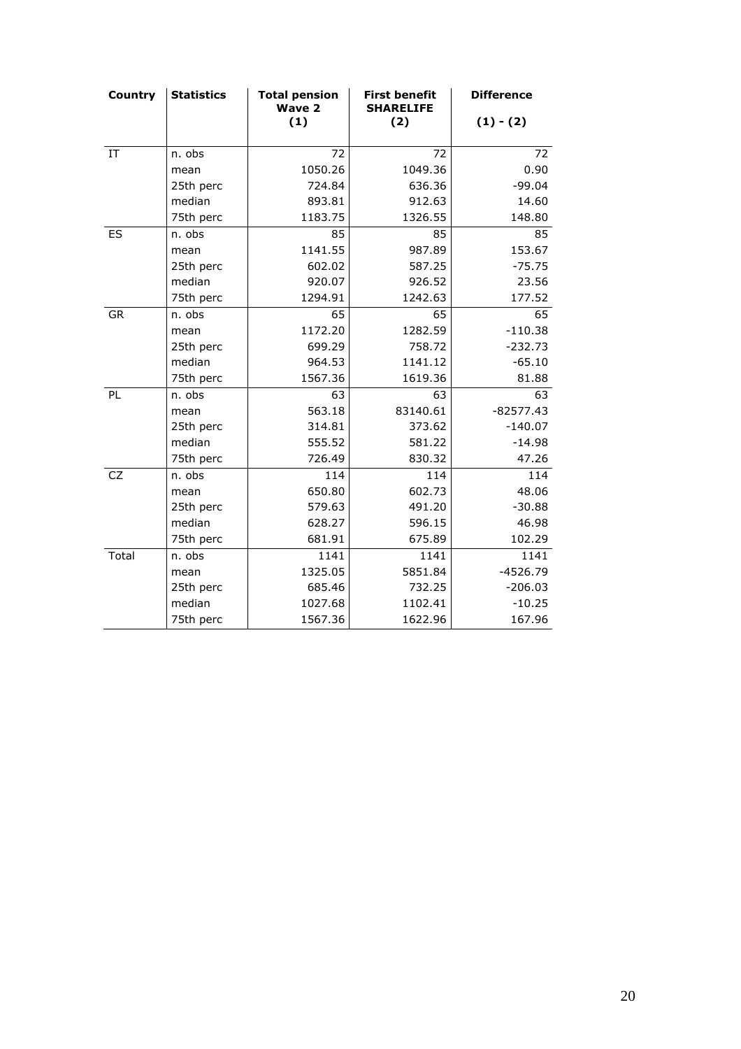| Country | Statistics | Total pension Wave 2 (1) | First benefit SHARELIFE (2) | Difference (1) - (2) |
|---|---|---|---|---|
| IT | n. obs | 72 | 72 | 72 |
| | mean | 1050.26 | 1049.36 | 0.90 |
| | 25th perc | 724.84 | 636.36 | -99.04 |
| | median | 893.81 | 912.63 | 14.60 |
| | 75th perc | 1183.75 | 1326.55 | 148.80 |
| ES | n. obs | 85 | 85 | 85 |
| | mean | 1141.55 | 987.89 | 153.67 |
| | 25th perc | 602.02 | 587.25 | -75.75 |
| | median | 920.07 | 926.52 | 23.56 |
| | 75th perc | 1294.91 | 1242.63 | 177.52 |
| GR | n. obs | 65 | 65 | 65 |
| | mean | 1172.20 | 1282.59 | -110.38 |
| | 25th perc | 699.29 | 758.72 | -232.73 |
| | median | 964.53 | 1141.12 | -65.10 |
| | 75th perc | 1567.36 | 1619.36 | 81.88 |
| PL | n. obs | 63 | 63 | 63 |
| | mean | 563.18 | 83140.61 | -82577.43 |
| | 25th perc | 314.81 | 373.62 | -140.07 |
| | median | 555.52 | 581.22 | -14.98 |
| | 75th perc | 726.49 | 830.32 | 47.26 |
| CZ | n. obs | 114 | 114 | 114 |
| | mean | 650.80 | 602.73 | 48.06 |
| | 25th perc | 579.63 | 491.20 | -30.88 |
| | median | 628.27 | 596.15 | 46.98 |
| | 75th perc | 681.91 | 675.89 | 102.29 |
| Total | n. obs | 1141 | 1141 | 1141 |
| | mean | 1325.05 | 5851.84 | -4526.79 |
| | 25th perc | 685.46 | 732.25 | -206.03 |
| | median | 1027.68 | 1102.41 | -10.25 |
| | 75th perc | 1567.36 | 1622.96 | 167.96 |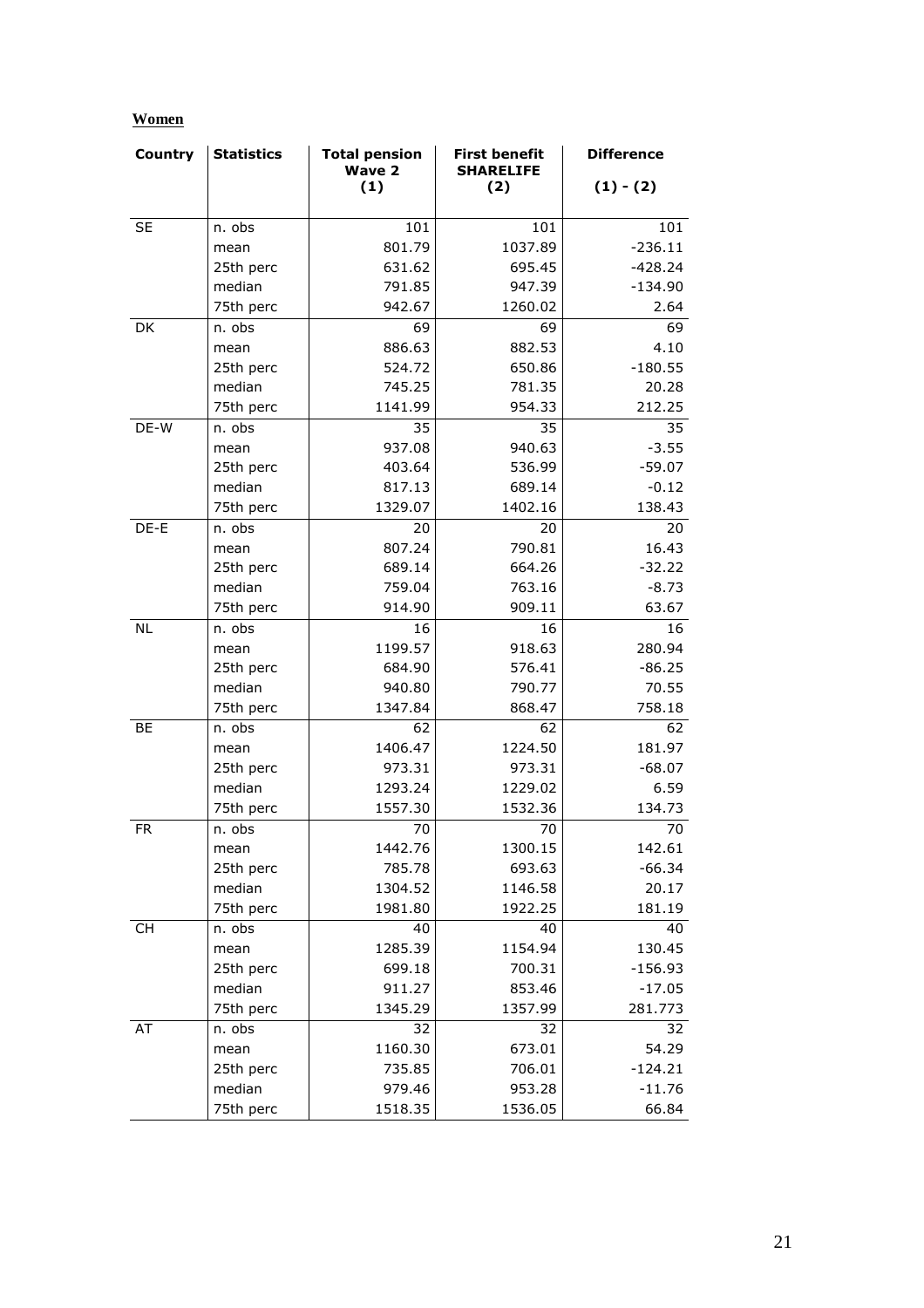**Women**

| Country | Statistics | Total pension Wave 2 (1) | First benefit SHARELIFE (2) | Difference (1) - (2) |
|---|---|---|---|---|
| SE | n. obs | 101 | 101 | 101 |
| | mean | 801.79 | 1037.89 | -236.11 |
| | 25th perc | 631.62 | 695.45 | -428.24 |
| | median | 791.85 | 947.39 | -134.90 |
| | 75th perc | 942.67 | 1260.02 | 2.64 |
| DK | n. obs | 69 | 69 | 69 |
| | mean | 886.63 | 882.53 | 4.10 |
| | 25th perc | 524.72 | 650.86 | -180.55 |
| | median | 745.25 | 781.35 | 20.28 |
| | 75th perc | 1141.99 | 954.33 | 212.25 |
| DE-W | n. obs | 35 | 35 | 35 |
| | mean | 937.08 | 940.63 | -3.55 |
| | 25th perc | 403.64 | 536.99 | -59.07 |
| | median | 817.13 | 689.14 | -0.12 |
| | 75th perc | 1329.07 | 1402.16 | 138.43 |
| DE-E | n. obs | 20 | 20 | 20 |
| | mean | 807.24 | 790.81 | 16.43 |
| | 25th perc | 689.14 | 664.26 | -32.22 |
| | median | 759.04 | 763.16 | -8.73 |
| | 75th perc | 914.90 | 909.11 | 63.67 |
| NL | n. obs | 16 | 16 | 16 |
| | mean | 1199.57 | 918.63 | 280.94 |
| | 25th perc | 684.90 | 576.41 | -86.25 |
| | median | 940.80 | 790.77 | 70.55 |
| | 75th perc | 1347.84 | 868.47 | 758.18 |
| BE | n. obs | 62 | 62 | 62 |
| | mean | 1406.47 | 1224.50 | 181.97 |
| | 25th perc | 973.31 | 973.31 | -68.07 |
| | median | 1293.24 | 1229.02 | 6.59 |
| | 75th perc | 1557.30 | 1532.36 | 134.73 |
| FR | n. obs | 70 | 70 | 70 |
| | mean | 1442.76 | 1300.15 | 142.61 |
| | 25th perc | 785.78 | 693.63 | -66.34 |
| | median | 1304.52 | 1146.58 | 20.17 |
| | 75th perc | 1981.80 | 1922.25 | 181.19 |
| CH | n. obs | 40 | 40 | 40 |
| | mean | 1285.39 | 1154.94 | 130.45 |
| | 25th perc | 699.18 | 700.31 | -156.93 |
| | median | 911.27 | 853.46 | -17.05 |
| | 75th perc | 1345.29 | 1357.99 | 281.773 |
| AT | n. obs | 32 | 32 | 32 |
| | mean | 1160.30 | 673.01 | 54.29 |
| | 25th perc | 735.85 | 706.01 | -124.21 |
| | median | 979.46 | 953.28 | -11.76 |
| | 75th perc | 1518.35 | 1536.05 | 66.84 |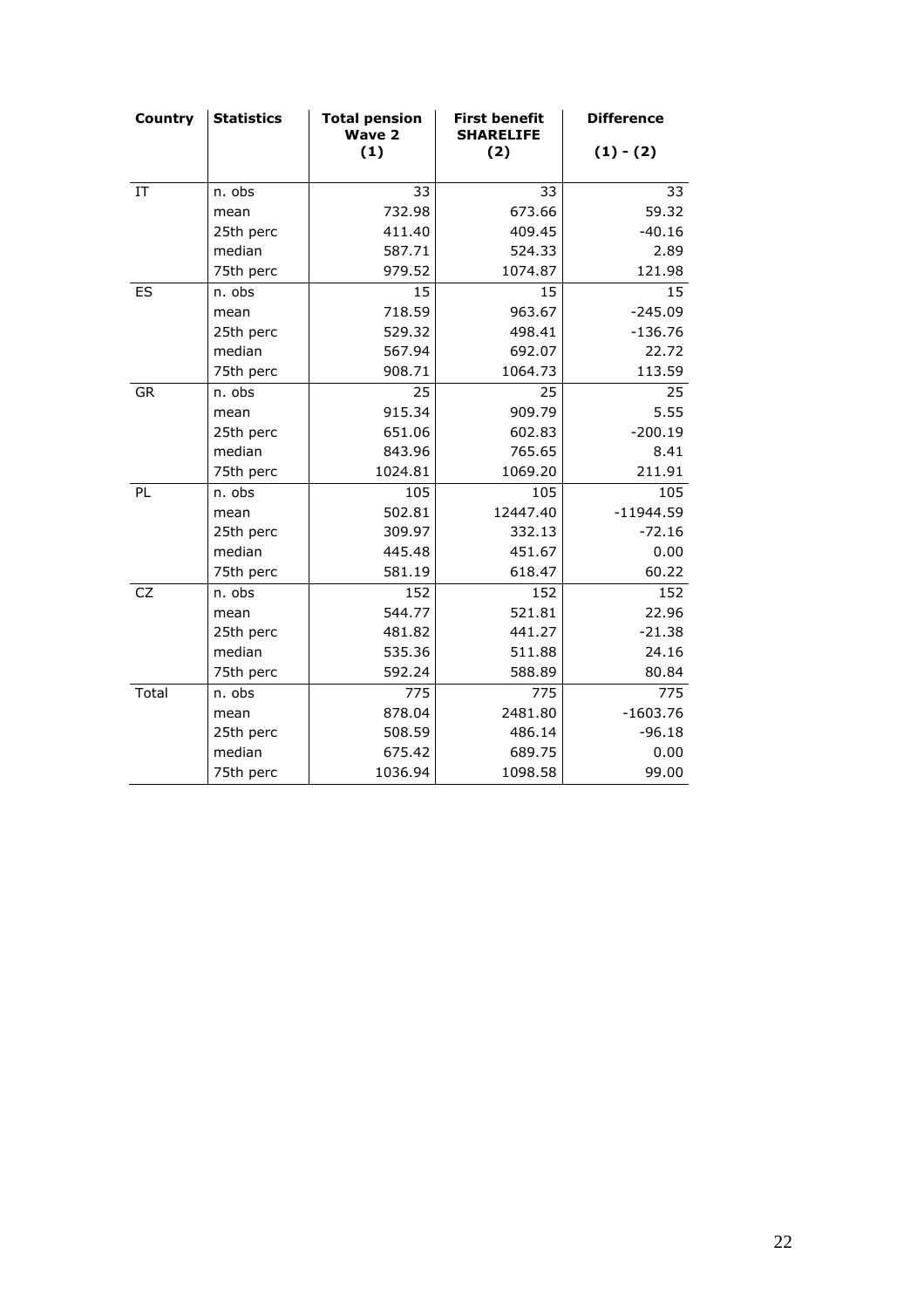| Country | Statistics | Total pension Wave 2 (1) | First benefit SHARELIFE (2) | Difference (1) - (2) |
|---|---|---|---|---|
| IT | n. obs | 33 | 33 | 33 |
| | mean | 732.98 | 673.66 | 59.32 |
| | 25th perc | 411.40 | 409.45 | -40.16 |
| | median | 587.71 | 524.33 | 2.89 |
| | 75th perc | 979.52 | 1074.87 | 121.98 |
| ES | n. obs | 15 | 15 | 15 |
| | mean | 718.59 | 963.67 | -245.09 |
| | 25th perc | 529.32 | 498.41 | -136.76 |
| | median | 567.94 | 692.07 | 22.72 |
| | 75th perc | 908.71 | 1064.73 | 113.59 |
| GR | n. obs | 25 | 25 | 25 |
| | mean | 915.34 | 909.79 | 5.55 |
| | 25th perc | 651.06 | 602.83 | -200.19 |
| | median | 843.96 | 765.65 | 8.41 |
| | 75th perc | 1024.81 | 1069.20 | 211.91 |
| PL | n. obs | 105 | 105 | 105 |
| | mean | 502.81 | 12447.40 | -11944.59 |
| | 25th perc | 309.97 | 332.13 | -72.16 |
| | median | 445.48 | 451.67 | 0.00 |
| | 75th perc | 581.19 | 618.47 | 60.22 |
| CZ | n. obs | 152 | 152 | 152 |
| | mean | 544.77 | 521.81 | 22.96 |
| | 25th perc | 481.82 | 441.27 | -21.38 |
| | median | 535.36 | 511.88 | 24.16 |
| | 75th perc | 592.24 | 588.89 | 80.84 |
| Total | n. obs | 775 | 775 | 775 |
| | mean | 878.04 | 2481.80 | -1603.76 |
| | 25th perc | 508.59 | 486.14 | -96.18 |
| | median | 675.42 | 689.75 | 0.00 |
| | 75th perc | 1036.94 | 1098.58 | 99.00 |